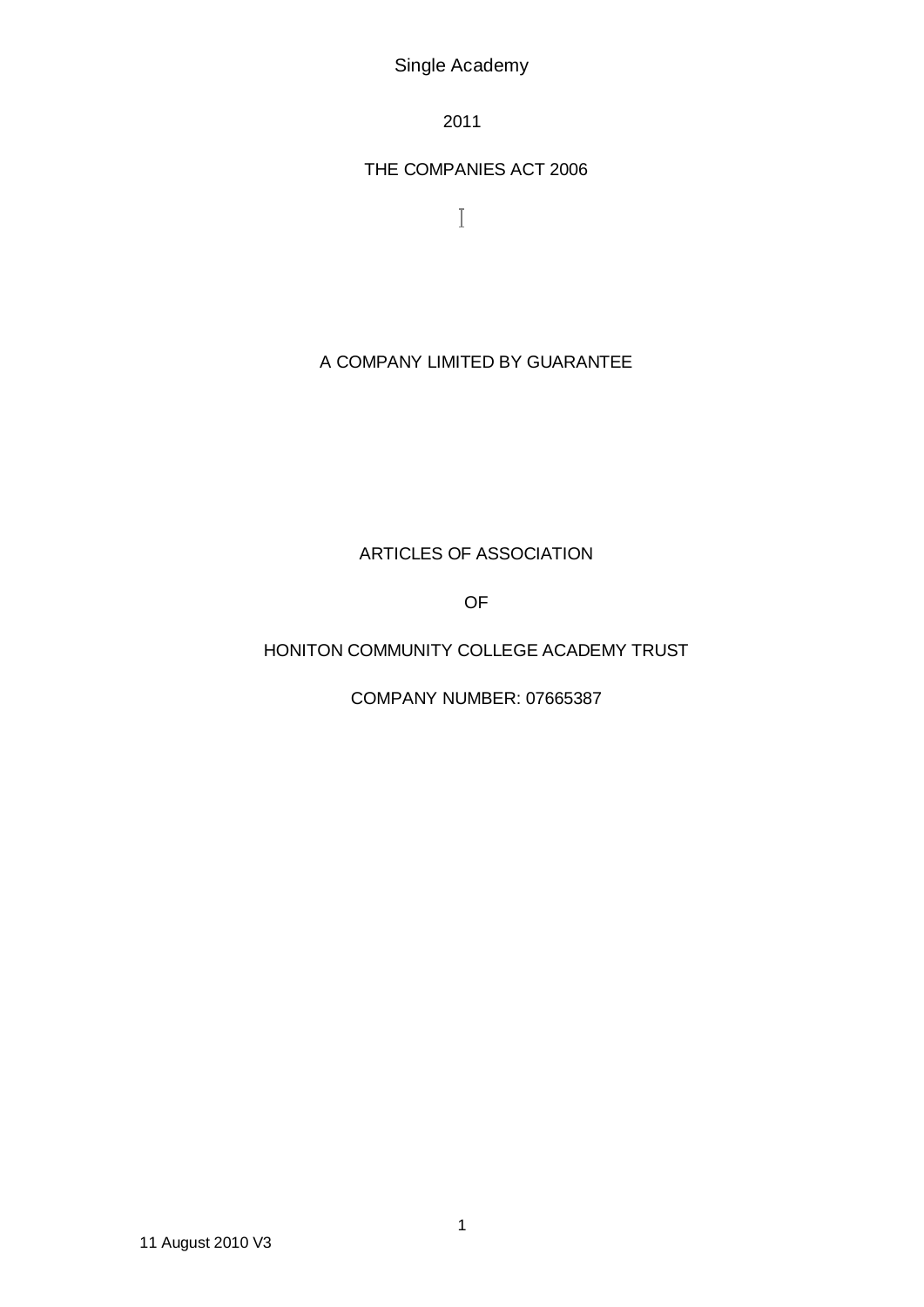Single Academy

2011

THE COMPANIES ACT 2006

A COMPANY LIMITED BY GUARANTEE

# ARTICLES OF ASSOCIATION

OF

# HONITON COMMUNITY COLLEGE ACADEMY TRUST

COMPANY NUMBER: 07665387

11 August 2010 V3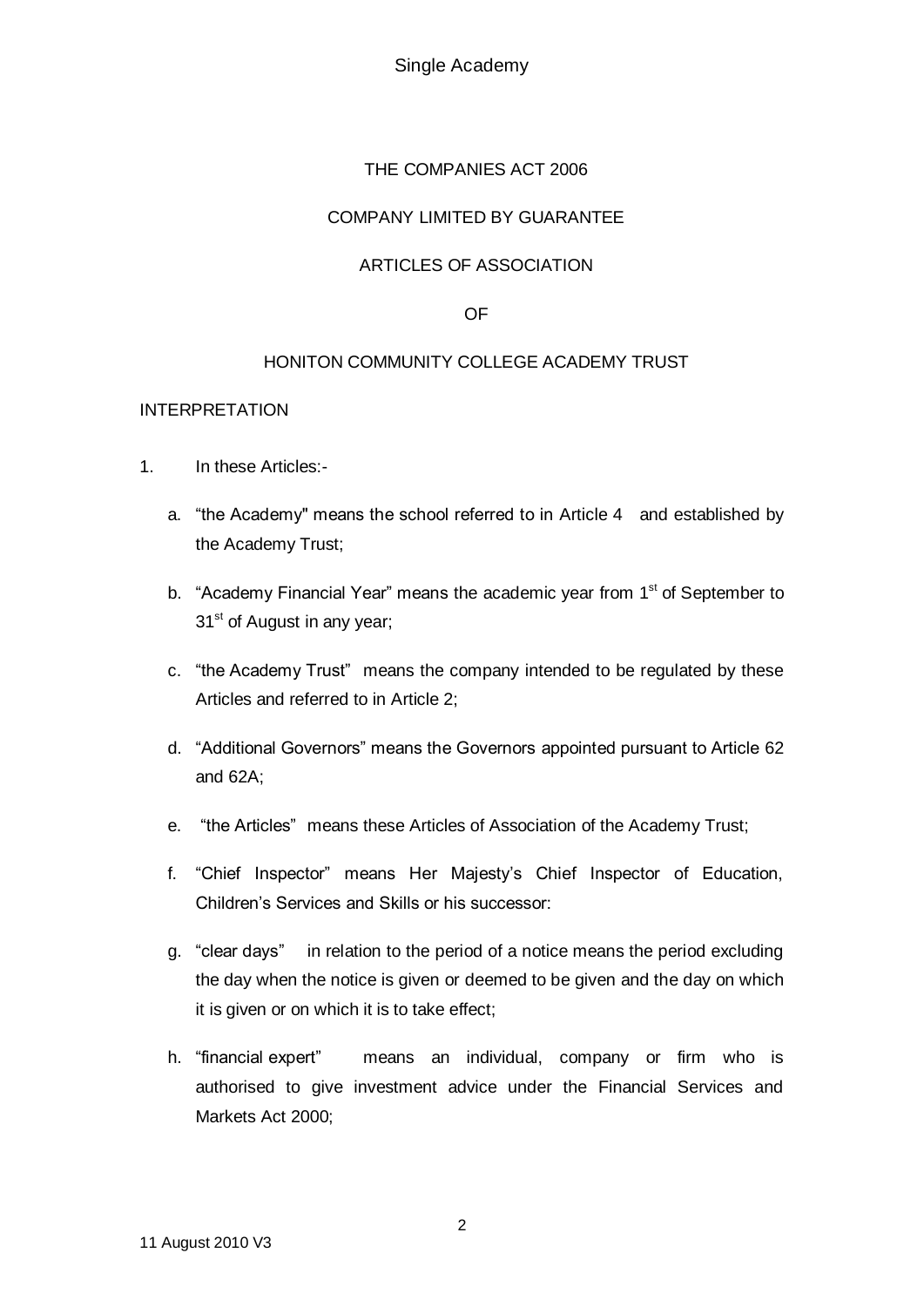THE COMPANIES ACT 2006

COMPANY LIMITED BY GUARANTEE

ARTICLES OF ASSOCIATION

OF

HONITON COMMUNITY COLLEGE ACADEMY TRUST

INTERPRETATION

1. In these Articles:-

   a. “the Academy" means the school referred to in Article 4 and established by the Academy Trust;

   b. “Academy Financial Year” means the academic year from 1st of September to 31st of August in any year;

   c. “the Academy Trust” means the company intended to be regulated by these Articles and referred to in Article 2;

   d. “Additional Governors” means the Governors appointed pursuant to Article 62 and 62A;

   e. “the Articles” means these Articles of Association of the Academy Trust;

   f. “Chief Inspector” means Her Majesty’s Chief Inspector of Education, Children’s Services and Skills or his successor:

   g. “clear days” in relation to the period of a notice means the period excluding the day when the notice is given or deemed to be given and the day on which it is given or on which it is to take effect;

   h. “financial expert” means an individual, company or firm who is authorised to give investment advice under the Financial Services and Markets Act 2000;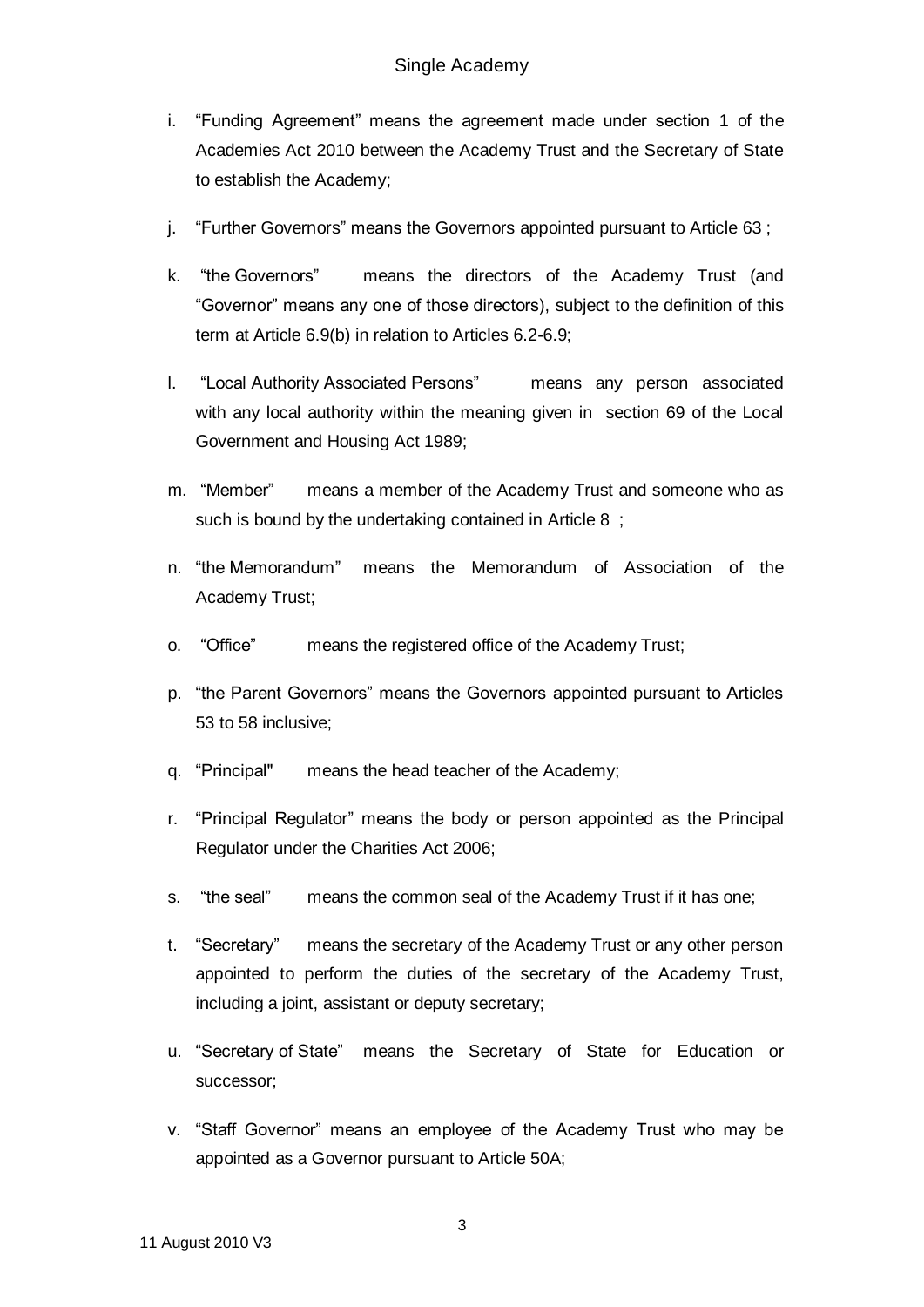i. "Funding Agreement" means the agreement made under section 1 of the Academies Act 2010 between the Academy Trust and the Secretary of State to establish the Academy;

j. "Further Governors" means the Governors appointed pursuant to Article 63 ;

k. "the Governors" means the directors of the Academy Trust (and "Governor" means any one of those directors), subject to the definition of this term at Article 6.9(b) in relation to Articles 6.2-6.9;

l. "Local Authority Associated Persons" means any person associated with any local authority within the meaning given in section 69 of the Local Government and Housing Act 1989;

m. "Member" means a member of the Academy Trust and someone who as such is bound by the undertaking contained in Article 8 ;

n. "the Memorandum" means the Memorandum of Association of the Academy Trust;

o. "Office" means the registered office of the Academy Trust;

p. "the Parent Governors" means the Governors appointed pursuant to Articles 53 to 58 inclusive;

q. "Principal" means the head teacher of the Academy;

r. "Principal Regulator" means the body or person appointed as the Principal Regulator under the Charities Act 2006;

s. "the seal" means the common seal of the Academy Trust if it has one;

t. "Secretary" means the secretary of the Academy Trust or any other person appointed to perform the duties of the secretary of the Academy Trust, including a joint, assistant or deputy secretary;

u. "Secretary of State" means the Secretary of State for Education or successor;

v. "Staff Governor" means an employee of the Academy Trust who may be appointed as a Governor pursuant to Article 50A;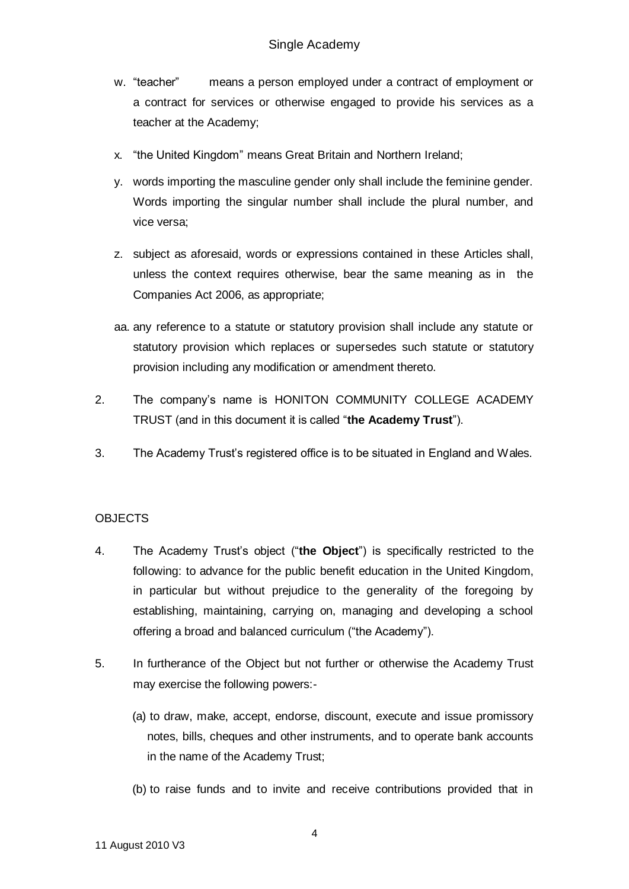w. "teacher" means a person employed under a contract of employment or a contract for services or otherwise engaged to provide his services as a teacher at the Academy;

x. "the United Kingdom" means Great Britain and Northern Ireland;

y. words importing the masculine gender only shall include the feminine gender. Words importing the singular number shall include the plural number, and vice versa;

z. subject as aforesaid, words or expressions contained in these Articles shall, unless the context requires otherwise, bear the same meaning as in the Companies Act 2006, as appropriate;

aa. any reference to a statute or statutory provision shall include any statute or statutory provision which replaces or supersedes such statute or statutory provision including any modification or amendment thereto.

2. The company's name is HONITON COMMUNITY COLLEGE ACADEMY TRUST (and in this document it is called "**the Academy Trust**").

3. The Academy Trust's registered office is to be situated in England and Wales.

OBJECTS

4. The Academy Trust's object ("**the Object**") is specifically restricted to the following: to advance for the public benefit education in the United Kingdom, in particular but without prejudice to the generality of the foregoing by establishing, maintaining, carrying on, managing and developing a school offering a broad and balanced curriculum ("the Academy").

5. In furtherance of the Object but not further or otherwise the Academy Trust may exercise the following powers:-

   (a) to draw, make, accept, endorse, discount, execute and issue promissory notes, bills, cheques and other instruments, and to operate bank accounts in the name of the Academy Trust;

   (b) to raise funds and to invite and receive contributions provided that in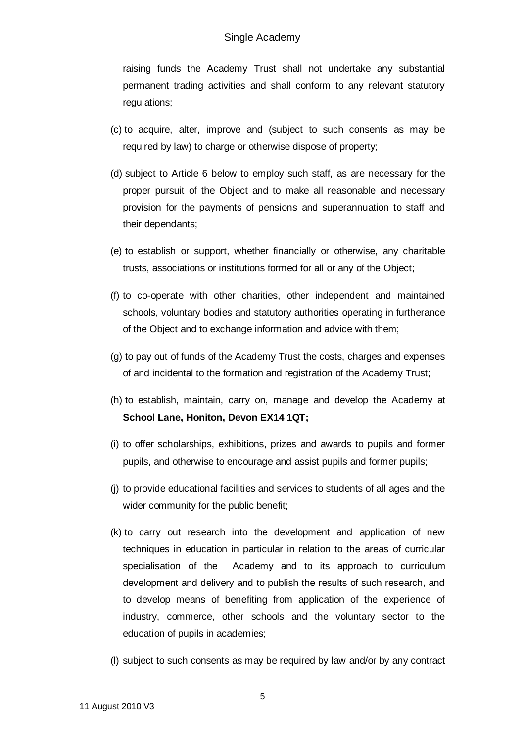raising funds the Academy Trust shall not undertake any substantial permanent trading activities and shall conform to any relevant statutory regulations;

(c) to acquire, alter, improve and (subject to such consents as may be required by law) to charge or otherwise dispose of property;

(d) subject to Article 6 below to employ such staff, as are necessary for the proper pursuit of the Object and to make all reasonable and necessary provision for the payments of pensions and superannuation to staff and their dependants;

(e) to establish or support, whether financially or otherwise, any charitable trusts, associations or institutions formed for all or any of the Object;

(f) to co-operate with other charities, other independent and maintained schools, voluntary bodies and statutory authorities operating in furtherance of the Object and to exchange information and advice with them;

(g) to pay out of funds of the Academy Trust the costs, charges and expenses of and incidental to the formation and registration of the Academy Trust;

(h) to establish, maintain, carry on, manage and develop the Academy at **School Lane, Honiton, Devon EX14 1QT;**

(i) to offer scholarships, exhibitions, prizes and awards to pupils and former pupils, and otherwise to encourage and assist pupils and former pupils;

(j) to provide educational facilities and services to students of all ages and the wider community for the public benefit;

(k) to carry out research into the development and application of new techniques in education in particular in relation to the areas of curricular specialisation of the Academy and to its approach to curriculum development and delivery and to publish the results of such research, and to develop means of benefiting from application of the experience of industry, commerce, other schools and the voluntary sector to the education of pupils in academies;

(l) subject to such consents as may be required by law and/or by any contract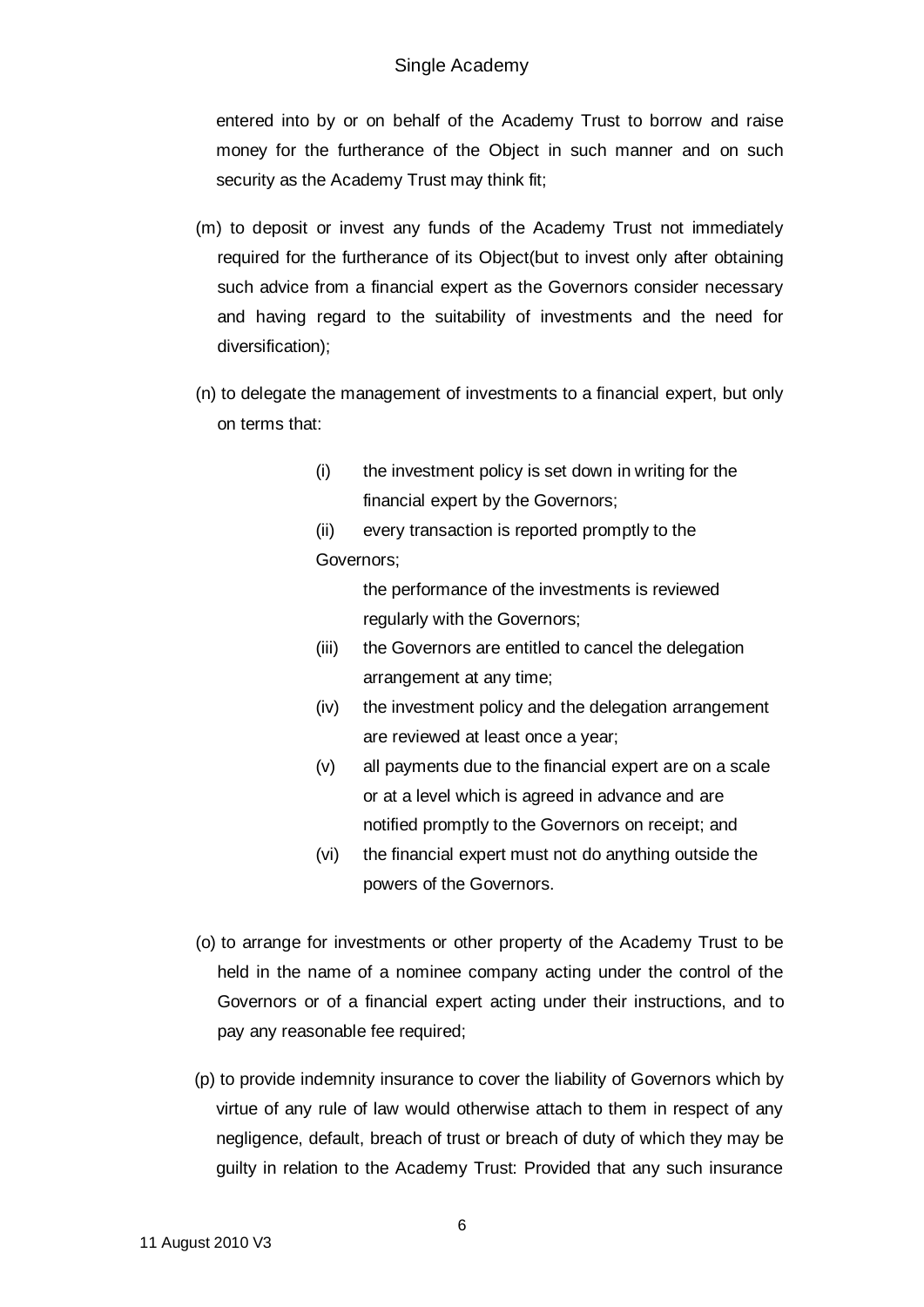entered into by or on behalf of the Academy Trust to borrow and raise money for the furtherance of the Object in such manner and on such security as the Academy Trust may think fit;

(m) to deposit or invest any funds of the Academy Trust not immediately required for the furtherance of its Object(but to invest only after obtaining such advice from a financial expert as the Governors consider necessary and having regard to the suitability of investments and the need for diversification);

(n) to delegate the management of investments to a financial expert, but only on terms that:

(i) the investment policy is set down in writing for the financial expert by the Governors;

(ii) every transaction is reported promptly to the Governors;

the performance of the investments is reviewed regularly with the Governors;

(iii) the Governors are entitled to cancel the delegation arrangement at any time;

(iv) the investment policy and the delegation arrangement are reviewed at least once a year;

(v) all payments due to the financial expert are on a scale or at a level which is agreed in advance and are notified promptly to the Governors on receipt; and

(vi) the financial expert must not do anything outside the powers of the Governors.

(o) to arrange for investments or other property of the Academy Trust to be held in the name of a nominee company acting under the control of the Governors or of a financial expert acting under their instructions, and to pay any reasonable fee required;

(p) to provide indemnity insurance to cover the liability of Governors which by virtue of any rule of law would otherwise attach to them in respect of any negligence, default, breach of trust or breach of duty of which they may be guilty in relation to the Academy Trust: Provided that any such insurance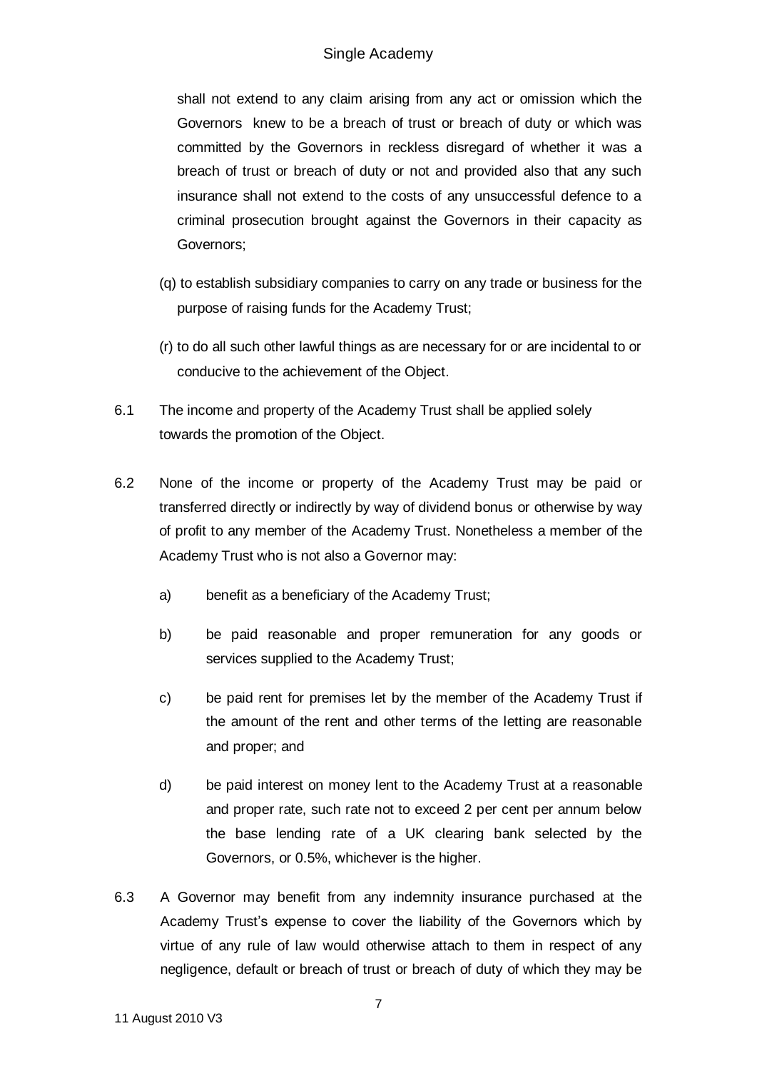shall not extend to any claim arising from any act or omission which the Governors knew to be a breach of trust or breach of duty or which was committed by the Governors in reckless disregard of whether it was a breach of trust or breach of duty or not and provided also that any such insurance shall not extend to the costs of any unsuccessful defence to a criminal prosecution brought against the Governors in their capacity as Governors;

(q) to establish subsidiary companies to carry on any trade or business for the purpose of raising funds for the Academy Trust;

(r) to do all such other lawful things as are necessary for or are incidental to or conducive to the achievement of the Object.

6.1 The income and property of the Academy Trust shall be applied solely towards the promotion of the Object.

6.2 None of the income or property of the Academy Trust may be paid or transferred directly or indirectly by way of dividend bonus or otherwise by way of profit to any member of the Academy Trust. Nonetheless a member of the Academy Trust who is not also a Governor may:

a) benefit as a beneficiary of the Academy Trust;

b) be paid reasonable and proper remuneration for any goods or services supplied to the Academy Trust;

c) be paid rent for premises let by the member of the Academy Trust if the amount of the rent and other terms of the letting are reasonable and proper; and

d) be paid interest on money lent to the Academy Trust at a reasonable and proper rate, such rate not to exceed 2 per cent per annum below the base lending rate of a UK clearing bank selected by the Governors, or 0.5%, whichever is the higher.

6.3 A Governor may benefit from any indemnity insurance purchased at the Academy Trust's expense to cover the liability of the Governors which by virtue of any rule of law would otherwise attach to them in respect of any negligence, default or breach of trust or breach of duty of which they may be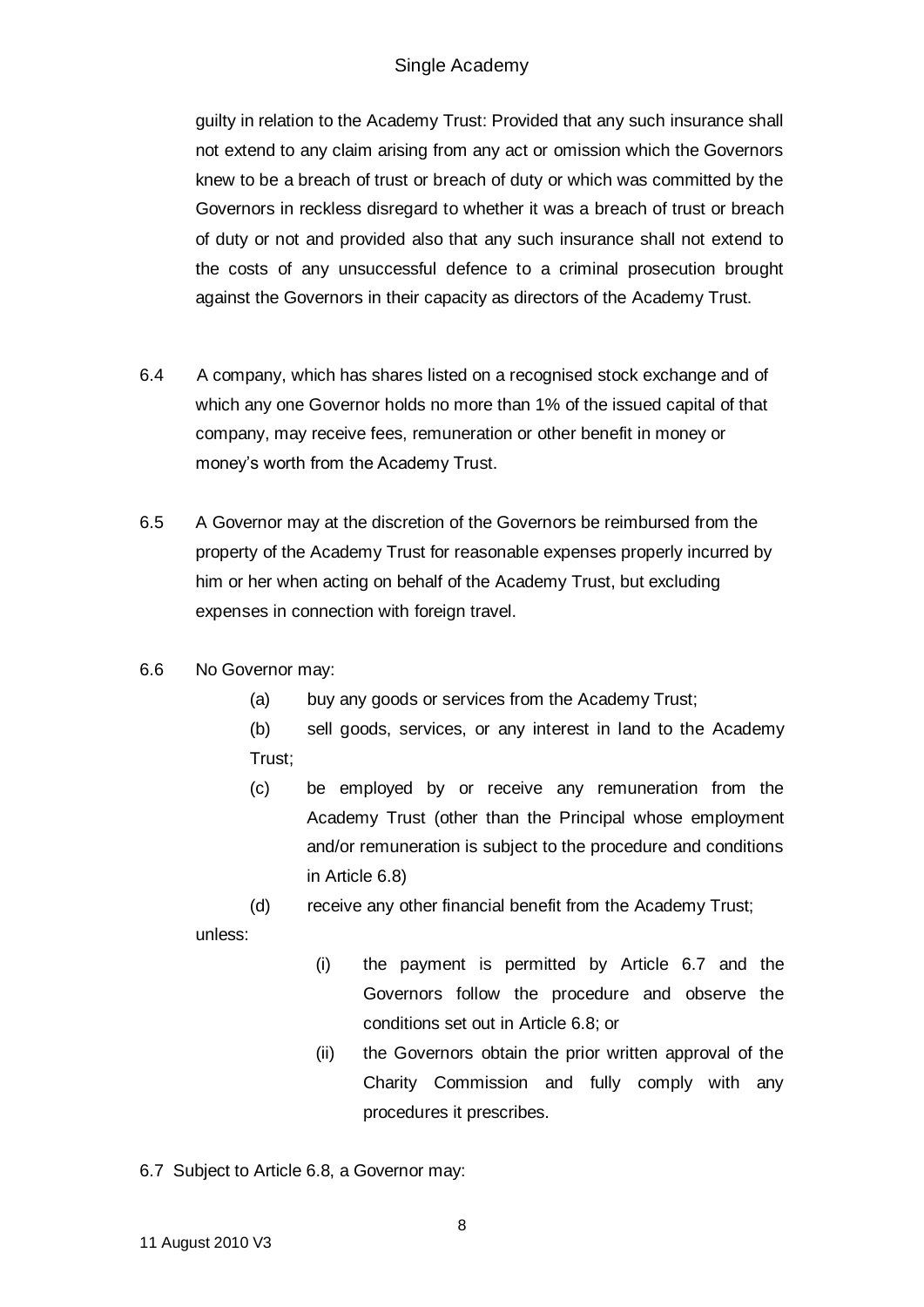guilty in relation to the Academy Trust: Provided that any such insurance shall not extend to any claim arising from any act or omission which the Governors knew to be a breach of trust or breach of duty or which was committed by the Governors in reckless disregard to whether it was a breach of trust or breach of duty or not and provided also that any such insurance shall not extend to the costs of any unsuccessful defence to a criminal prosecution brought against the Governors in their capacity as directors of the Academy Trust.

6.4 A company, which has shares listed on a recognised stock exchange and of which any one Governor holds no more than 1% of the issued capital of that company, may receive fees, remuneration or other benefit in money or money's worth from the Academy Trust.

6.5 A Governor may at the discretion of the Governors be reimbursed from the property of the Academy Trust for reasonable expenses properly incurred by him or her when acting on behalf of the Academy Trust, but excluding expenses in connection with foreign travel.

6.6 No Governor may:

(a) buy any goods or services from the Academy Trust;

(b) sell goods, services, or any interest in land to the Academy Trust;

(c) be employed by or receive any remuneration from the Academy Trust (other than the Principal whose employment and/or remuneration is subject to the procedure and conditions in Article 6.8)

(d) receive any other financial benefit from the Academy Trust;

unless:

(i) the payment is permitted by Article 6.7 and the Governors follow the procedure and observe the conditions set out in Article 6.8; or

(ii) the Governors obtain the prior written approval of the Charity Commission and fully comply with any procedures it prescribes.

6.7 Subject to Article 6.8, a Governor may: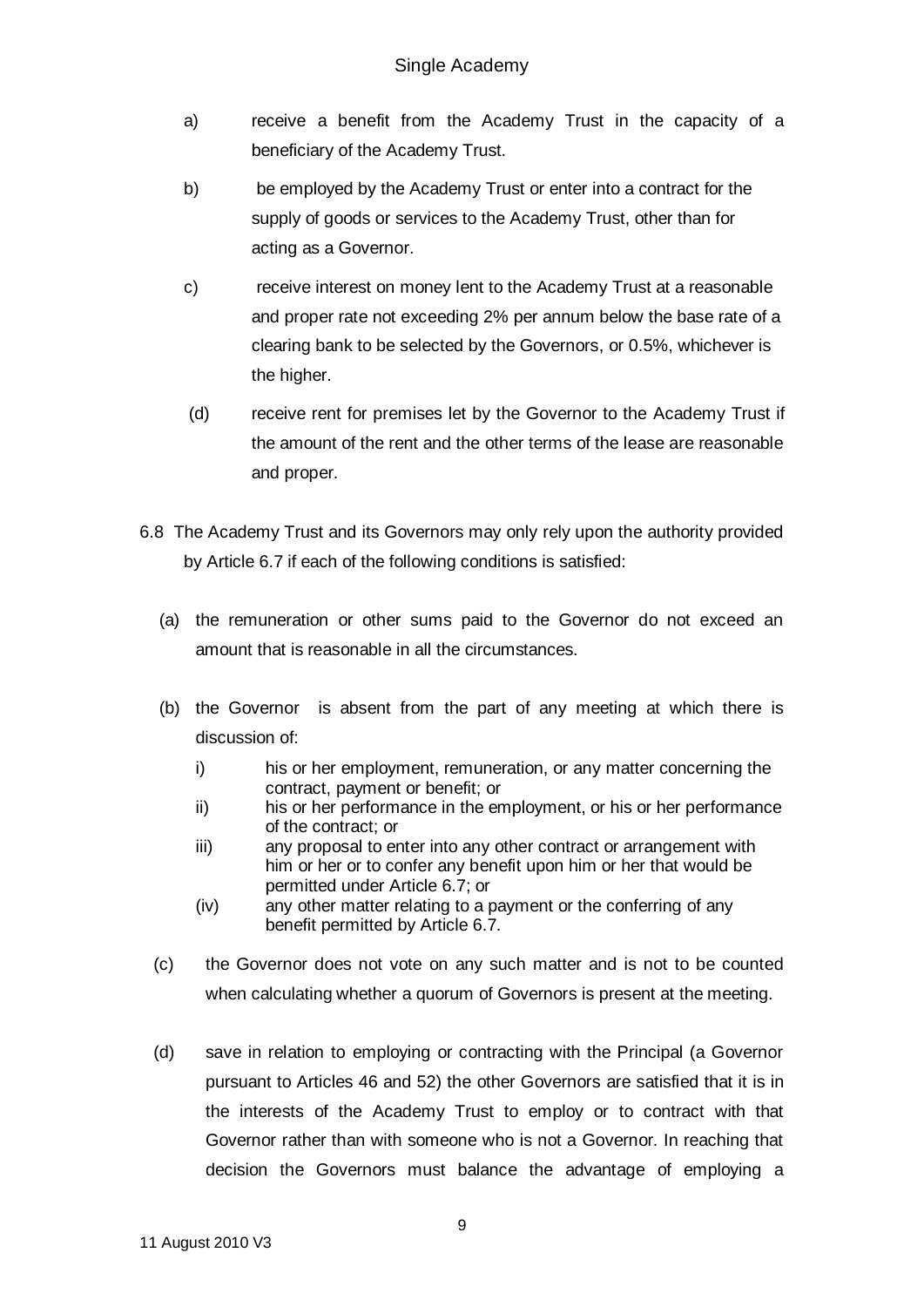a) receive a benefit from the Academy Trust in the capacity of a beneficiary of the Academy Trust.

b) be employed by the Academy Trust or enter into a contract for the supply of goods or services to the Academy Trust, other than for acting as a Governor.

c) receive interest on money lent to the Academy Trust at a reasonable and proper rate not exceeding 2% per annum below the base rate of a clearing bank to be selected by the Governors, or 0.5%, whichever is the higher.

(d) receive rent for premises let by the Governor to the Academy Trust if the amount of the rent and the other terms of the lease are reasonable and proper.

6.8 The Academy Trust and its Governors may only rely upon the authority provided by Article 6.7 if each of the following conditions is satisfied:

(a) the remuneration or other sums paid to the Governor do not exceed an amount that is reasonable in all the circumstances.

(b) the Governor is absent from the part of any meeting at which there is discussion of:

i) his or her employment, remuneration, or any matter concerning the contract, payment or benefit; or
ii) his or her performance in the employment, or his or her performance of the contract; or
iii) any proposal to enter into any other contract or arrangement with him or her or to confer any benefit upon him or her that would be permitted under Article 6.7; or
(iv) any other matter relating to a payment or the conferring of any benefit permitted by Article 6.7.

(c) the Governor does not vote on any such matter and is not to be counted when calculating whether a quorum of Governors is present at the meeting.

(d) save in relation to employing or contracting with the Principal (a Governor pursuant to Articles 46 and 52) the other Governors are satisfied that it is in the interests of the Academy Trust to employ or to contract with that Governor rather than with someone who is not a Governor. In reaching that decision the Governors must balance the advantage of employing a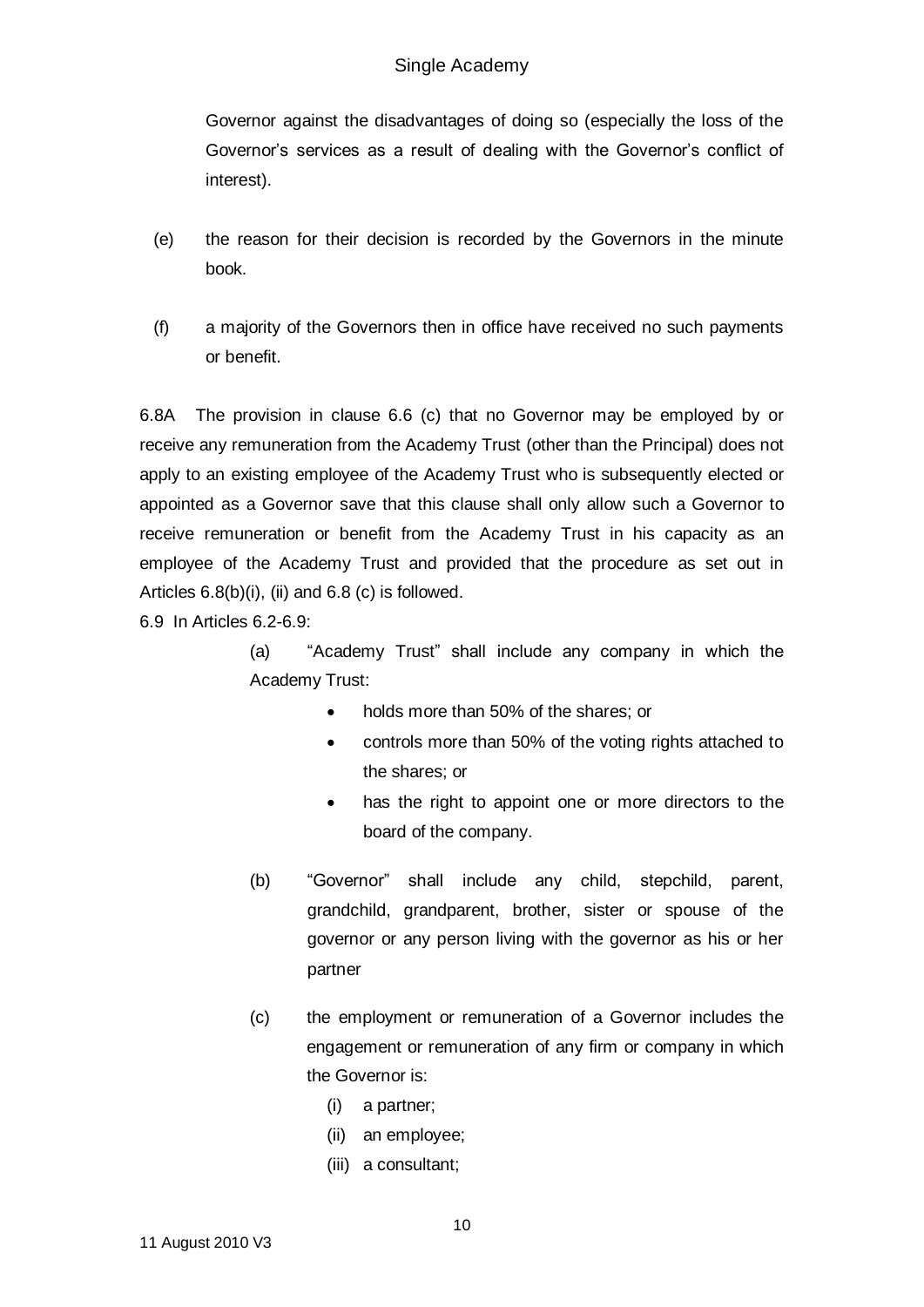Governor against the disadvantages of doing so (especially the loss of the Governor's services as a result of dealing with the Governor's conflict of interest).

(e) the reason for their decision is recorded by the Governors in the minute book.

(f) a majority of the Governors then in office have received no such payments or benefit.

6.8A The provision in clause 6.6 (c) that no Governor may be employed by or receive any remuneration from the Academy Trust (other than the Principal) does not apply to an existing employee of the Academy Trust who is subsequently elected or appointed as a Governor save that this clause shall only allow such a Governor to receive remuneration or benefit from the Academy Trust in his capacity as an employee of the Academy Trust and provided that the procedure as set out in Articles 6.8(b)(i), (ii) and 6.8 (c) is followed.

6.9 In Articles 6.2-6.9:

(a) "Academy Trust" shall include any company in which the Academy Trust:

- holds more than 50% of the shares; or
- controls more than 50% of the voting rights attached to the shares; or
- has the right to appoint one or more directors to the board of the company.

(b) "Governor" shall include any child, stepchild, parent, grandchild, grandparent, brother, sister or spouse of the governor or any person living with the governor as his or her partner

(c) the employment or remuneration of a Governor includes the engagement or remuneration of any firm or company in which the Governor is:

(i) a partner;
(ii) an employee;
(iii) a consultant;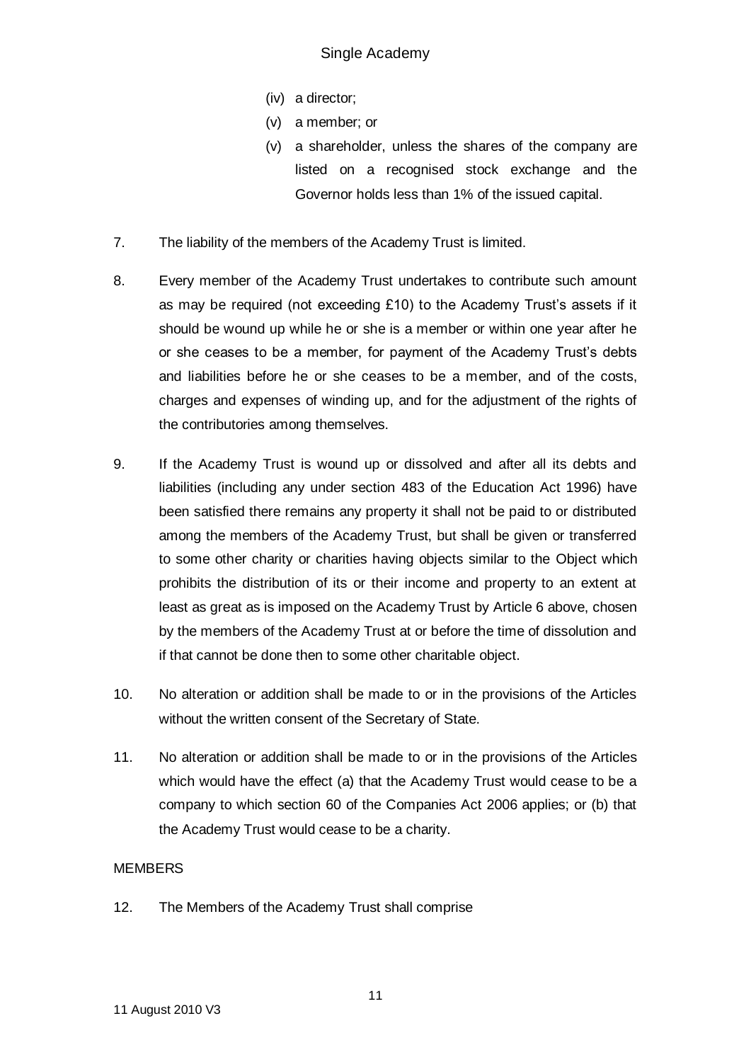(iv) a director;

(v) a member; or

(v) a shareholder, unless the shares of the company are listed on a recognised stock exchange and the Governor holds less than 1% of the issued capital.

7. The liability of the members of the Academy Trust is limited.

8. Every member of the Academy Trust undertakes to contribute such amount as may be required (not exceeding £10) to the Academy Trust's assets if it should be wound up while he or she is a member or within one year after he or she ceases to be a member, for payment of the Academy Trust's debts and liabilities before he or she ceases to be a member, and of the costs, charges and expenses of winding up, and for the adjustment of the rights of the contributories among themselves.

9. If the Academy Trust is wound up or dissolved and after all its debts and liabilities (including any under section 483 of the Education Act 1996) have been satisfied there remains any property it shall not be paid to or distributed among the members of the Academy Trust, but shall be given or transferred to some other charity or charities having objects similar to the Object which prohibits the distribution of its or their income and property to an extent at least as great as is imposed on the Academy Trust by Article 6 above, chosen by the members of the Academy Trust at or before the time of dissolution and if that cannot be done then to some other charitable object.

10. No alteration or addition shall be made to or in the provisions of the Articles without the written consent of the Secretary of State.

11. No alteration or addition shall be made to or in the provisions of the Articles which would have the effect (a) that the Academy Trust would cease to be a company to which section 60 of the Companies Act 2006 applies; or (b) that the Academy Trust would cease to be a charity.

MEMBERS

12. The Members of the Academy Trust shall comprise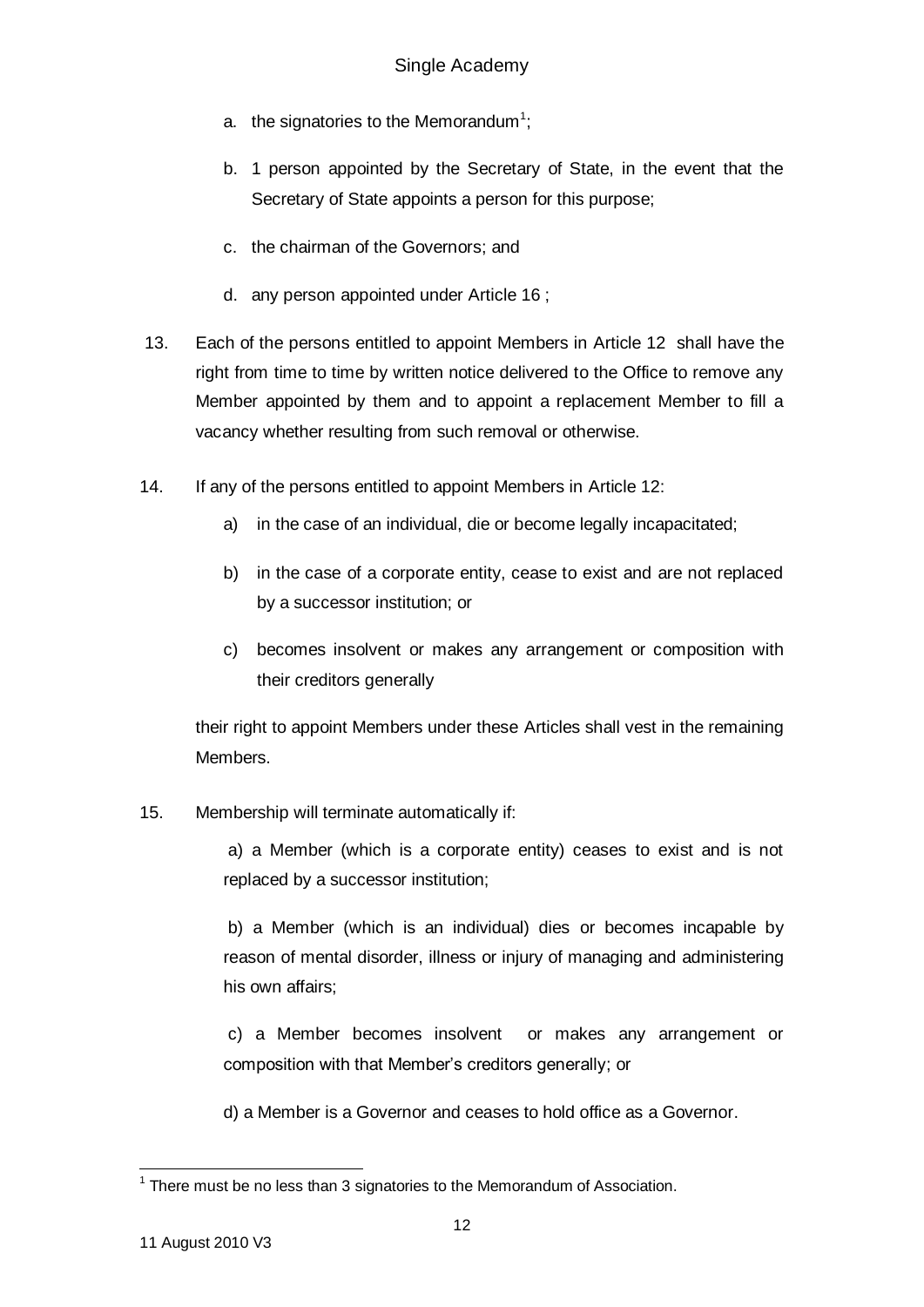a. the signatories to the Memorandum[1];

b. 1 person appointed by the Secretary of State, in the event that the Secretary of State appoints a person for this purpose;

c. the chairman of the Governors; and

d. any person appointed under Article 16 ;

13. Each of the persons entitled to appoint Members in Article 12 shall have the right from time to time by written notice delivered to the Office to remove any Member appointed by them and to appoint a replacement Member to fill a vacancy whether resulting from such removal or otherwise.

14. If any of the persons entitled to appoint Members in Article 12:

    a) in the case of an individual, die or become legally incapacitated;

    b) in the case of a corporate entity, cease to exist and are not replaced by a successor institution; or

    c) becomes insolvent or makes any arrangement or composition with their creditors generally

    their right to appoint Members under these Articles shall vest in the remaining Members.

15. Membership will terminate automatically if:

    a) a Member (which is a corporate entity) ceases to exist and is not replaced by a successor institution;

    b) a Member (which is an individual) dies or becomes incapable by reason of mental disorder, illness or injury of managing and administering his own affairs;

    c) a Member becomes insolvent or makes any arrangement or composition with that Member's creditors generally; or

    d) a Member is a Governor and ceases to hold office as a Governor.

---

[1] There must be no less than 3 signatories to the Memorandum of Association.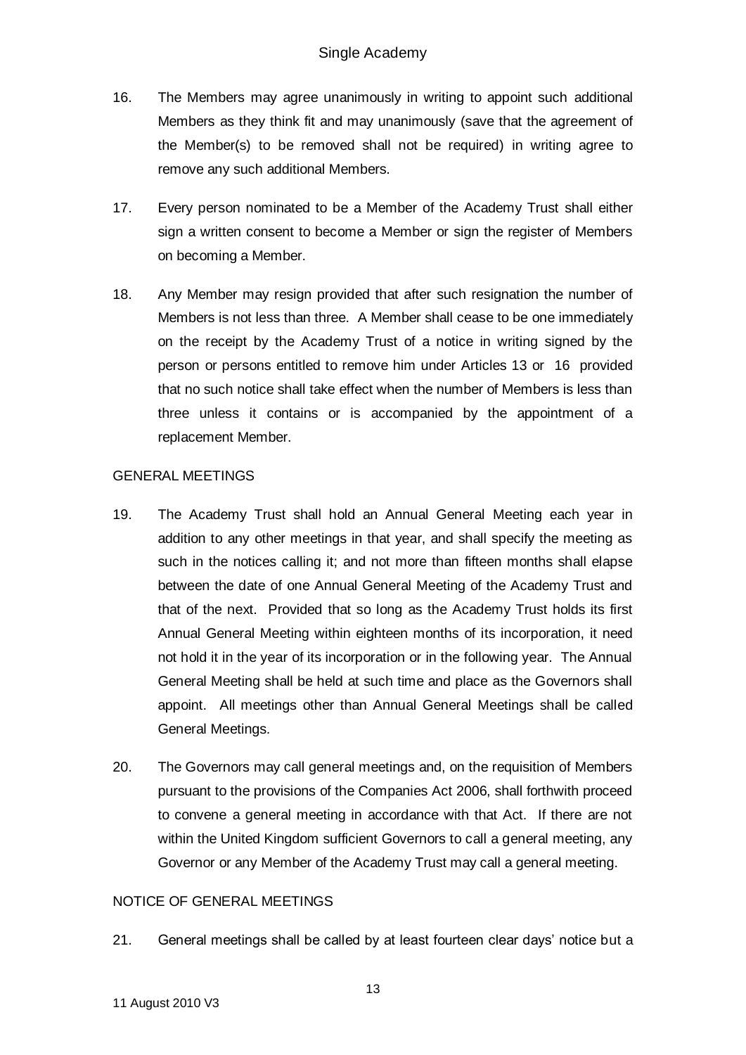16. The Members may agree unanimously in writing to appoint such additional Members as they think fit and may unanimously (save that the agreement of the Member(s) to be removed shall not be required) in writing agree to remove any such additional Members.

17. Every person nominated to be a Member of the Academy Trust shall either sign a written consent to become a Member or sign the register of Members on becoming a Member.

18. Any Member may resign provided that after such resignation the number of Members is not less than three. A Member shall cease to be one immediately on the receipt by the Academy Trust of a notice in writing signed by the person or persons entitled to remove him under Articles 13 or 16 provided that no such notice shall take effect when the number of Members is less than three unless it contains or is accompanied by the appointment of a replacement Member.

GENERAL MEETINGS

19. The Academy Trust shall hold an Annual General Meeting each year in addition to any other meetings in that year, and shall specify the meeting as such in the notices calling it; and not more than fifteen months shall elapse between the date of one Annual General Meeting of the Academy Trust and that of the next. Provided that so long as the Academy Trust holds its first Annual General Meeting within eighteen months of its incorporation, it need not hold it in the year of its incorporation or in the following year. The Annual General Meeting shall be held at such time and place as the Governors shall appoint. All meetings other than Annual General Meetings shall be called General Meetings.

20. The Governors may call general meetings and, on the requisition of Members pursuant to the provisions of the Companies Act 2006, shall forthwith proceed to convene a general meeting in accordance with that Act. If there are not within the United Kingdom sufficient Governors to call a general meeting, any Governor or any Member of the Academy Trust may call a general meeting.

NOTICE OF GENERAL MEETINGS

21. General meetings shall be called by at least fourteen clear days' notice but a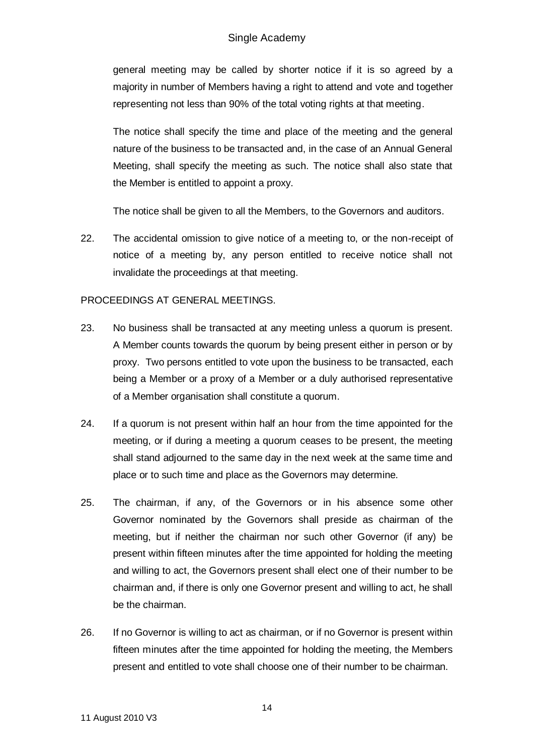general meeting may be called by shorter notice if it is so agreed by a majority in number of Members having a right to attend and vote and together representing not less than 90% of the total voting rights at that meeting.

The notice shall specify the time and place of the meeting and the general nature of the business to be transacted and, in the case of an Annual General Meeting, shall specify the meeting as such. The notice shall also state that the Member is entitled to appoint a proxy.

The notice shall be given to all the Members, to the Governors and auditors.

22. The accidental omission to give notice of a meeting to, or the non-receipt of notice of a meeting by, any person entitled to receive notice shall not invalidate the proceedings at that meeting.

PROCEEDINGS AT GENERAL MEETINGS.

23. No business shall be transacted at any meeting unless a quorum is present. A Member counts towards the quorum by being present either in person or by proxy. Two persons entitled to vote upon the business to be transacted, each being a Member or a proxy of a Member or a duly authorised representative of a Member organisation shall constitute a quorum.

24. If a quorum is not present within half an hour from the time appointed for the meeting, or if during a meeting a quorum ceases to be present, the meeting shall stand adjourned to the same day in the next week at the same time and place or to such time and place as the Governors may determine.

25. The chairman, if any, of the Governors or in his absence some other Governor nominated by the Governors shall preside as chairman of the meeting, but if neither the chairman nor such other Governor (if any) be present within fifteen minutes after the time appointed for holding the meeting and willing to act, the Governors present shall elect one of their number to be chairman and, if there is only one Governor present and willing to act, he shall be the chairman.

26. If no Governor is willing to act as chairman, or if no Governor is present within fifteen minutes after the time appointed for holding the meeting, the Members present and entitled to vote shall choose one of their number to be chairman.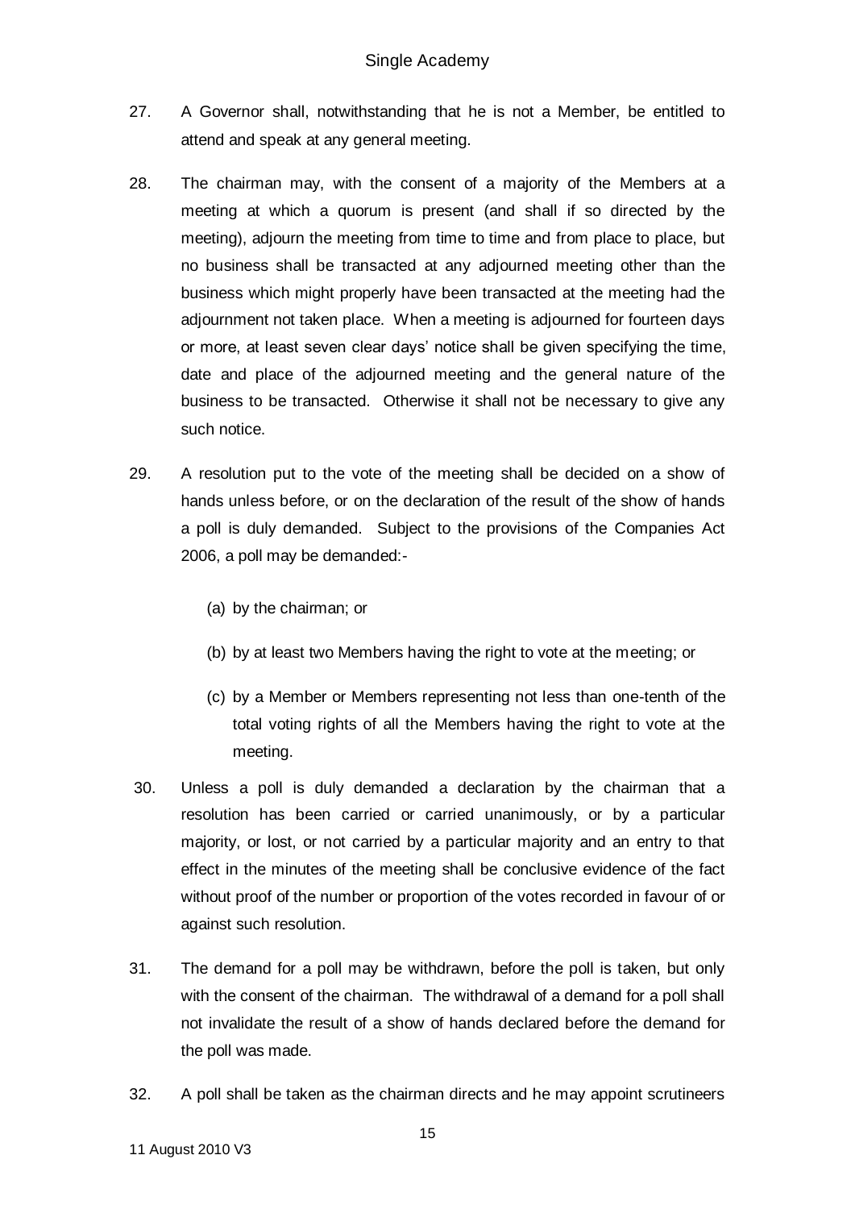27. A Governor shall, notwithstanding that he is not a Member, be entitled to attend and speak at any general meeting.

28. The chairman may, with the consent of a majority of the Members at a meeting at which a quorum is present (and shall if so directed by the meeting), adjourn the meeting from time to time and from place to place, but no business shall be transacted at any adjourned meeting other than the business which might properly have been transacted at the meeting had the adjournment not taken place. When a meeting is adjourned for fourteen days or more, at least seven clear days' notice shall be given specifying the time, date and place of the adjourned meeting and the general nature of the business to be transacted. Otherwise it shall not be necessary to give any such notice.

29. A resolution put to the vote of the meeting shall be decided on a show of hands unless before, or on the declaration of the result of the show of hands a poll is duly demanded. Subject to the provisions of the Companies Act 2006, a poll may be demanded:-

    (a) by the chairman; or

    (b) by at least two Members having the right to vote at the meeting; or

    (c) by a Member or Members representing not less than one-tenth of the total voting rights of all the Members having the right to vote at the meeting.

30. Unless a poll is duly demanded a declaration by the chairman that a resolution has been carried or carried unanimously, or by a particular majority, or lost, or not carried by a particular majority and an entry to that effect in the minutes of the meeting shall be conclusive evidence of the fact without proof of the number or proportion of the votes recorded in favour of or against such resolution.

31. The demand for a poll may be withdrawn, before the poll is taken, but only with the consent of the chairman. The withdrawal of a demand for a poll shall not invalidate the result of a show of hands declared before the demand for the poll was made.

32. A poll shall be taken as the chairman directs and he may appoint scrutineers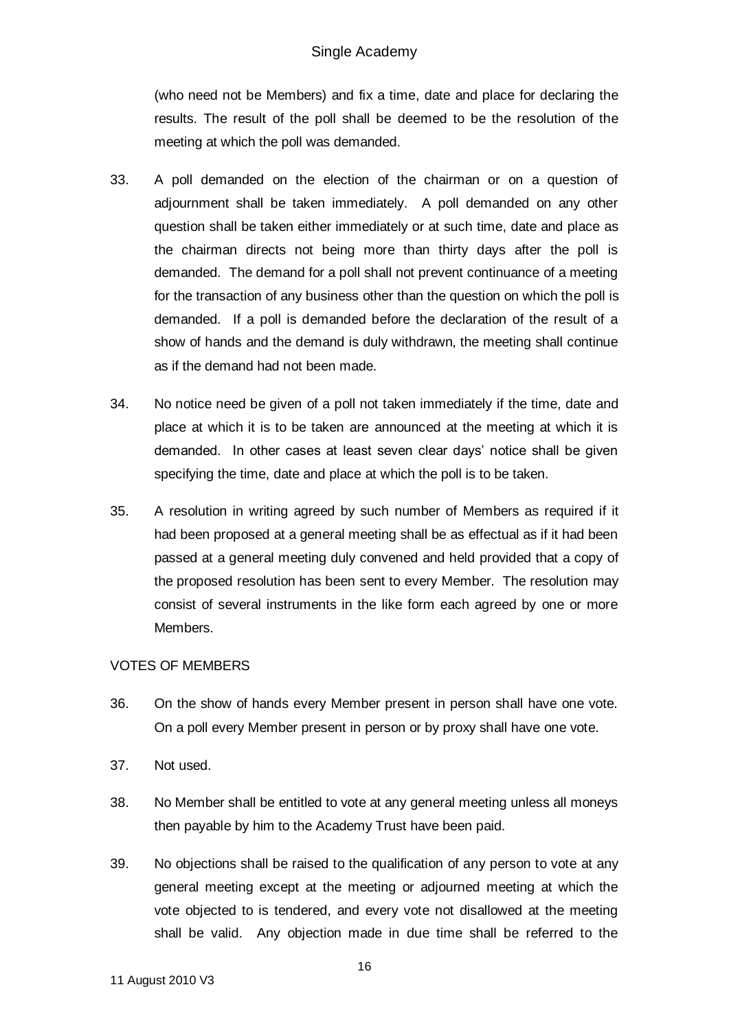(who need not be Members) and fix a time, date and place for declaring the results. The result of the poll shall be deemed to be the resolution of the meeting at which the poll was demanded.

33. A poll demanded on the election of the chairman or on a question of adjournment shall be taken immediately. A poll demanded on any other question shall be taken either immediately or at such time, date and place as the chairman directs not being more than thirty days after the poll is demanded. The demand for a poll shall not prevent continuance of a meeting for the transaction of any business other than the question on which the poll is demanded. If a poll is demanded before the declaration of the result of a show of hands and the demand is duly withdrawn, the meeting shall continue as if the demand had not been made.

34. No notice need be given of a poll not taken immediately if the time, date and place at which it is to be taken are announced at the meeting at which it is demanded. In other cases at least seven clear days' notice shall be given specifying the time, date and place at which the poll is to be taken.

35. A resolution in writing agreed by such number of Members as required if it had been proposed at a general meeting shall be as effectual as if it had been passed at a general meeting duly convened and held provided that a copy of the proposed resolution has been sent to every Member. The resolution may consist of several instruments in the like form each agreed by one or more Members.

VOTES OF MEMBERS

36. On the show of hands every Member present in person shall have one vote. On a poll every Member present in person or by proxy shall have one vote.

37. Not used.

38. No Member shall be entitled to vote at any general meeting unless all moneys then payable by him to the Academy Trust have been paid.

39. No objections shall be raised to the qualification of any person to vote at any general meeting except at the meeting or adjourned meeting at which the vote objected to is tendered, and every vote not disallowed at the meeting shall be valid. Any objection made in due time shall be referred to the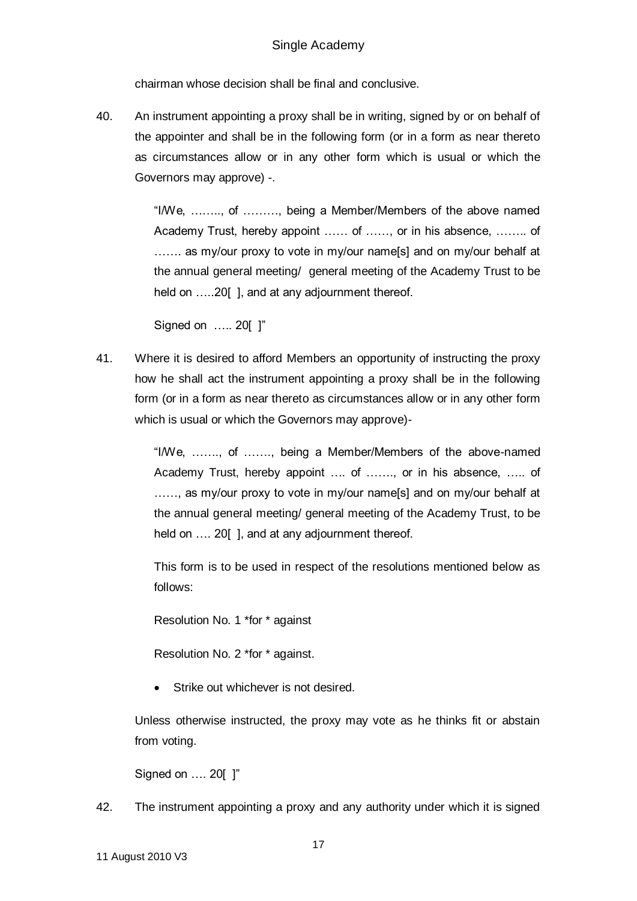chairman whose decision shall be final and conclusive.

40. An instrument appointing a proxy shall be in writing, signed by or on behalf of the appointer and shall be in the following form (or in a form as near thereto as circumstances allow or in any other form which is usual or which the Governors may approve) -.

> "I/We, …….., of ………, being a Member/Members of the above named Academy Trust, hereby appoint …… of ……, or in his absence, …….. of ……. as my/our proxy to vote in my/our name[s] and on my/our behalf at the annual general meeting/ general meeting of the Academy Trust to be held on …..20[ ], and at any adjournment thereof.
>
> Signed on ….. 20[ ]"

41. Where it is desired to afford Members an opportunity of instructing the proxy how he shall act the instrument appointing a proxy shall be in the following form (or in a form as near thereto as circumstances allow or in any other form which is usual or which the Governors may approve)-

> "I/We, ……., of ……., being a Member/Members of the above-named Academy Trust, hereby appoint …. of ……., or in his absence, ….. of ……, as my/our proxy to vote in my/our name[s] and on my/our behalf at the annual general meeting/ general meeting of the Academy Trust, to be held on …. 20[ ], and at any adjournment thereof.
>
> This form is to be used in respect of the resolutions mentioned below as follows:
>
> Resolution No. 1 *for * against
>
> Resolution No. 2 *for * against.
>
> - Strike out whichever is not desired.
>
> Unless otherwise instructed, the proxy may vote as he thinks fit or abstain from voting.
>
> Signed on …. 20[ ]"

42. The instrument appointing a proxy and any authority under which it is signed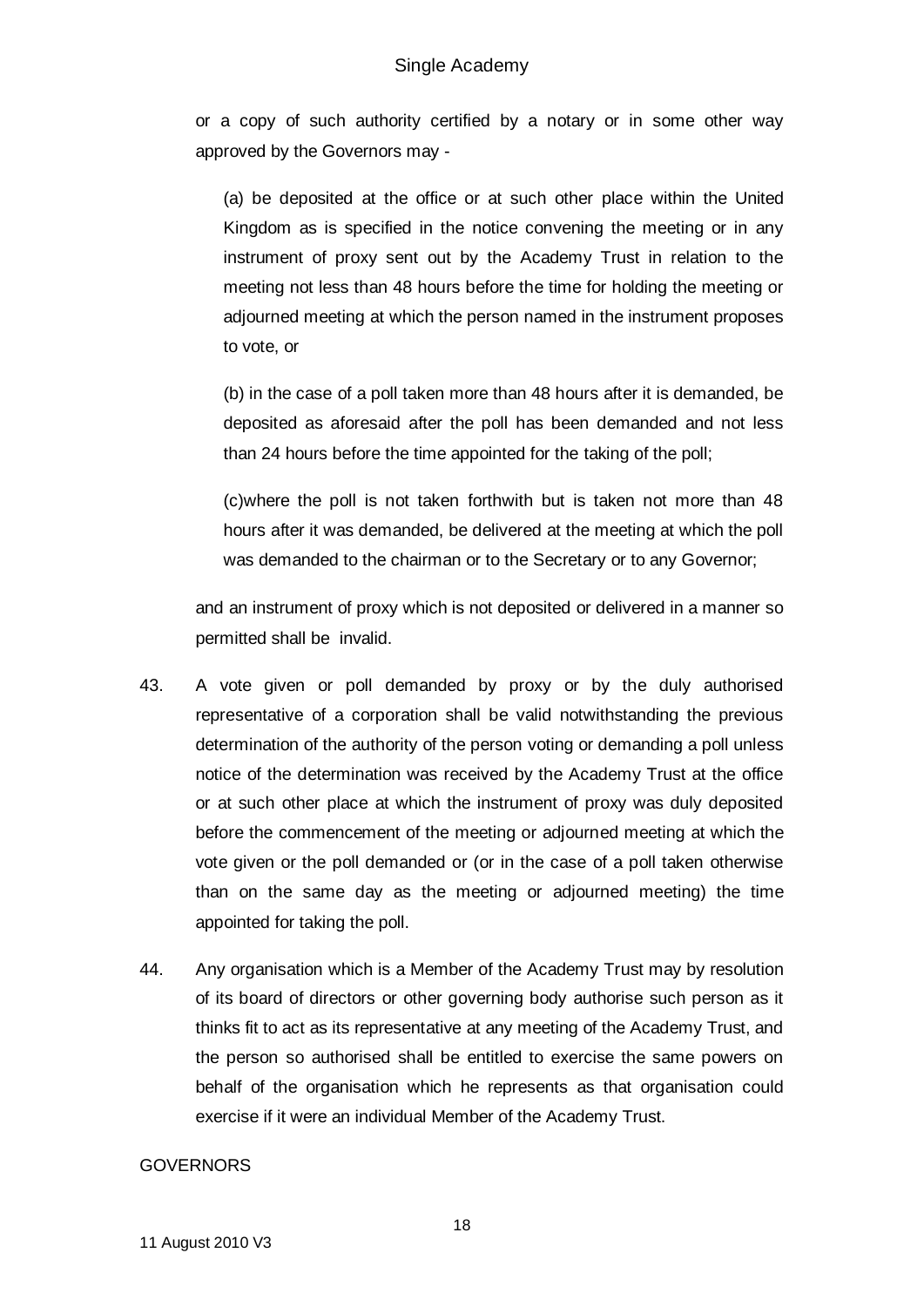or a copy of such authority certified by a notary or in some other way approved by the Governors may -

(a) be deposited at the office or at such other place within the United Kingdom as is specified in the notice convening the meeting or in any instrument of proxy sent out by the Academy Trust in relation to the meeting not less than 48 hours before the time for holding the meeting or adjourned meeting at which the person named in the instrument proposes to vote, or

(b) in the case of a poll taken more than 48 hours after it is demanded, be deposited as aforesaid after the poll has been demanded and not less than 24 hours before the time appointed for the taking of the poll;

(c)where the poll is not taken forthwith but is taken not more than 48 hours after it was demanded, be delivered at the meeting at which the poll was demanded to the chairman or to the Secretary or to any Governor;

and an instrument of proxy which is not deposited or delivered in a manner so permitted shall be invalid.

43. A vote given or poll demanded by proxy or by the duly authorised representative of a corporation shall be valid notwithstanding the previous determination of the authority of the person voting or demanding a poll unless notice of the determination was received by the Academy Trust at the office or at such other place at which the instrument of proxy was duly deposited before the commencement of the meeting or adjourned meeting at which the vote given or the poll demanded or (or in the case of a poll taken otherwise than on the same day as the meeting or adjourned meeting) the time appointed for taking the poll.

44. Any organisation which is a Member of the Academy Trust may by resolution of its board of directors or other governing body authorise such person as it thinks fit to act as its representative at any meeting of the Academy Trust, and the person so authorised shall be entitled to exercise the same powers on behalf of the organisation which he represents as that organisation could exercise if it were an individual Member of the Academy Trust.

GOVERNORS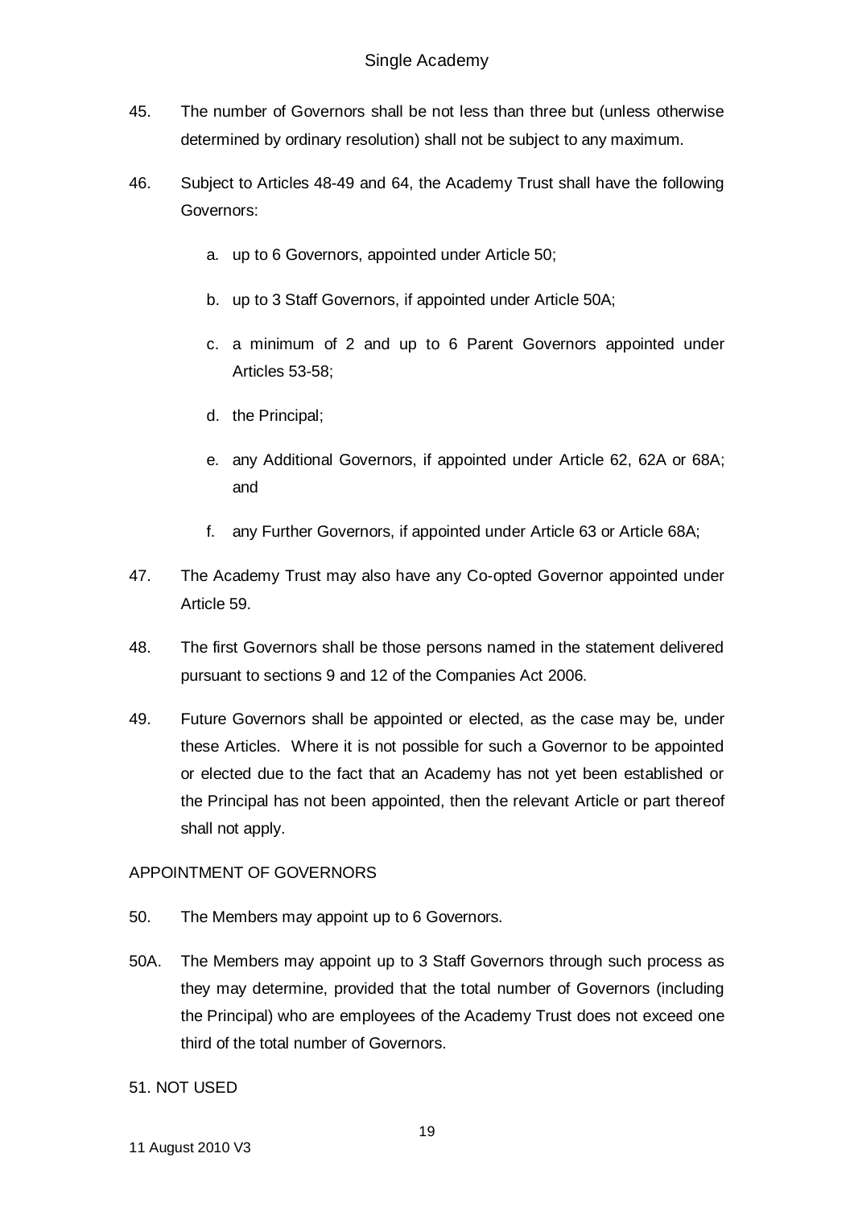45. The number of Governors shall be not less than three but (unless otherwise determined by ordinary resolution) shall not be subject to any maximum.

46. Subject to Articles 48-49 and 64, the Academy Trust shall have the following Governors:

    a. up to 6 Governors, appointed under Article 50;

    b. up to 3 Staff Governors, if appointed under Article 50A;

    c. a minimum of 2 and up to 6 Parent Governors appointed under Articles 53-58;

    d. the Principal;

    e. any Additional Governors, if appointed under Article 62, 62A or 68A; and

    f. any Further Governors, if appointed under Article 63 or Article 68A;

47. The Academy Trust may also have any Co-opted Governor appointed under Article 59.

48. The first Governors shall be those persons named in the statement delivered pursuant to sections 9 and 12 of the Companies Act 2006.

49. Future Governors shall be appointed or elected, as the case may be, under these Articles. Where it is not possible for such a Governor to be appointed or elected due to the fact that an Academy has not yet been established or the Principal has not been appointed, then the relevant Article or part thereof shall not apply.

APPOINTMENT OF GOVERNORS

50. The Members may appoint up to 6 Governors.

50A. The Members may appoint up to 3 Staff Governors through such process as they may determine, provided that the total number of Governors (including the Principal) who are employees of the Academy Trust does not exceed one third of the total number of Governors.

51. NOT USED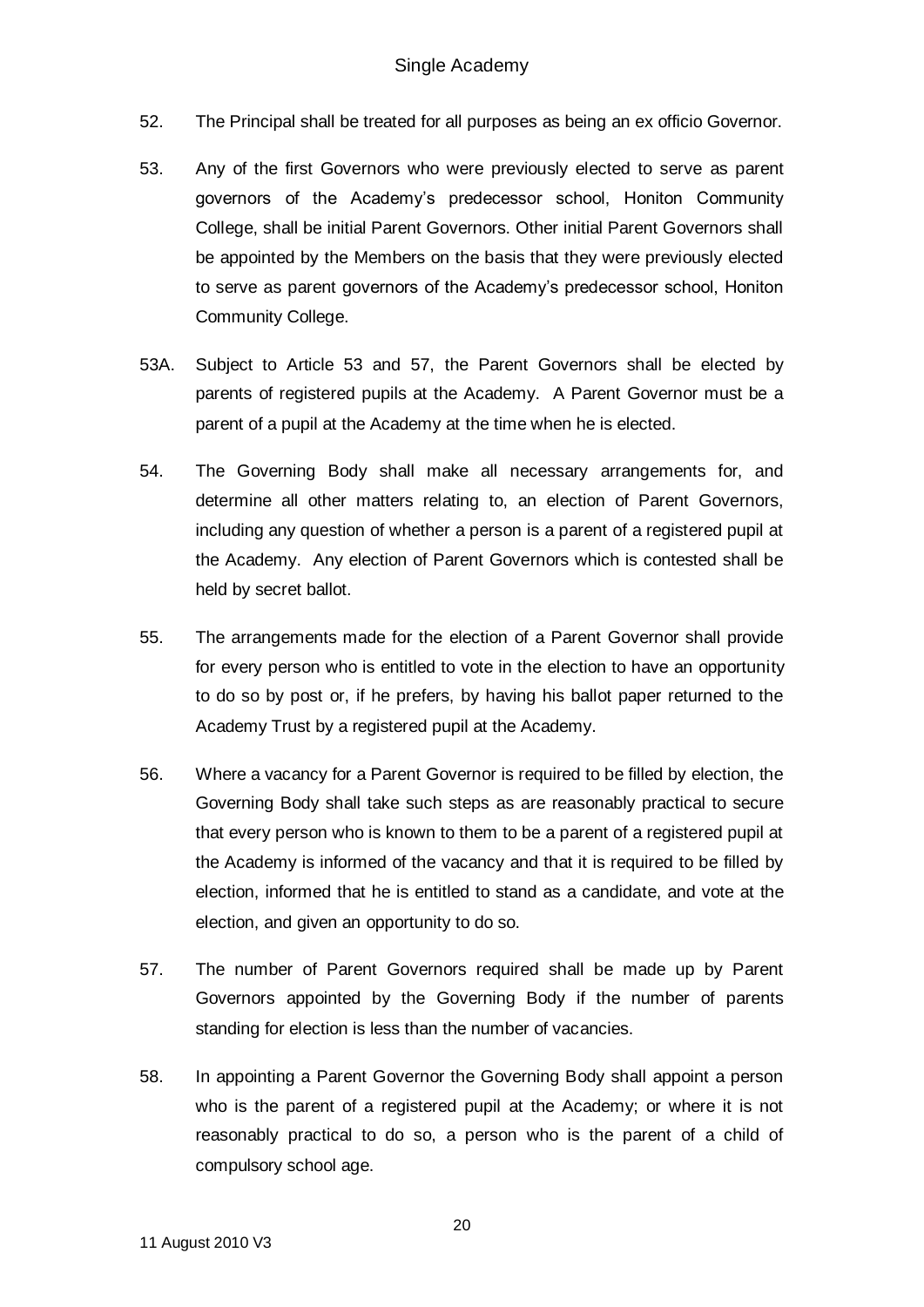52. The Principal shall be treated for all purposes as being an ex officio Governor.

53. Any of the first Governors who were previously elected to serve as parent governors of the Academy's predecessor school, Honiton Community College, shall be initial Parent Governors. Other initial Parent Governors shall be appointed by the Members on the basis that they were previously elected to serve as parent governors of the Academy's predecessor school, Honiton Community College.

53A. Subject to Article 53 and 57, the Parent Governors shall be elected by parents of registered pupils at the Academy. A Parent Governor must be a parent of a pupil at the Academy at the time when he is elected.

54. The Governing Body shall make all necessary arrangements for, and determine all other matters relating to, an election of Parent Governors, including any question of whether a person is a parent of a registered pupil at the Academy. Any election of Parent Governors which is contested shall be held by secret ballot.

55. The arrangements made for the election of a Parent Governor shall provide for every person who is entitled to vote in the election to have an opportunity to do so by post or, if he prefers, by having his ballot paper returned to the Academy Trust by a registered pupil at the Academy.

56. Where a vacancy for a Parent Governor is required to be filled by election, the Governing Body shall take such steps as are reasonably practical to secure that every person who is known to them to be a parent of a registered pupil at the Academy is informed of the vacancy and that it is required to be filled by election, informed that he is entitled to stand as a candidate, and vote at the election, and given an opportunity to do so.

57. The number of Parent Governors required shall be made up by Parent Governors appointed by the Governing Body if the number of parents standing for election is less than the number of vacancies.

58. In appointing a Parent Governor the Governing Body shall appoint a person who is the parent of a registered pupil at the Academy; or where it is not reasonably practical to do so, a person who is the parent of a child of compulsory school age.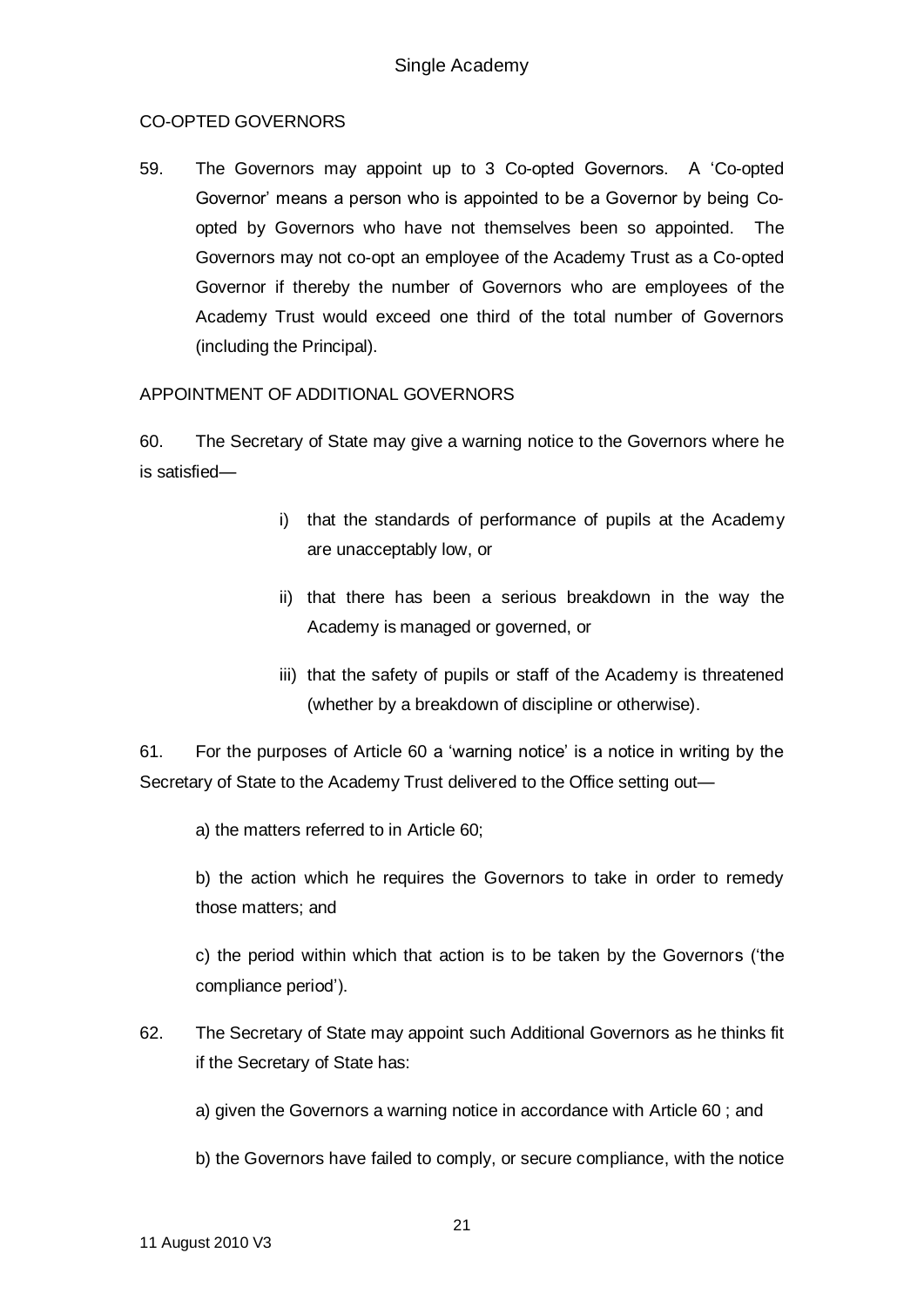CO-OPTED GOVERNORS

59. The Governors may appoint up to 3 Co-opted Governors. A 'Co-opted Governor' means a person who is appointed to be a Governor by being Co-opted by Governors who have not themselves been so appointed. The Governors may not co-opt an employee of the Academy Trust as a Co-opted Governor if thereby the number of Governors who are employees of the Academy Trust would exceed one third of the total number of Governors (including the Principal).

APPOINTMENT OF ADDITIONAL GOVERNORS

60. The Secretary of State may give a warning notice to the Governors where he is satisfied—

i) that the standards of performance of pupils at the Academy are unacceptably low, or

ii) that there has been a serious breakdown in the way the Academy is managed or governed, or

iii) that the safety of pupils or staff of the Academy is threatened (whether by a breakdown of discipline or otherwise).

61. For the purposes of Article 60 a 'warning notice' is a notice in writing by the Secretary of State to the Academy Trust delivered to the Office setting out—

a) the matters referred to in Article 60;

b) the action which he requires the Governors to take in order to remedy those matters; and

c) the period within which that action is to be taken by the Governors ('the compliance period').

62. The Secretary of State may appoint such Additional Governors as he thinks fit if the Secretary of State has:

a) given the Governors a warning notice in accordance with Article 60 ; and

b) the Governors have failed to comply, or secure compliance, with the notice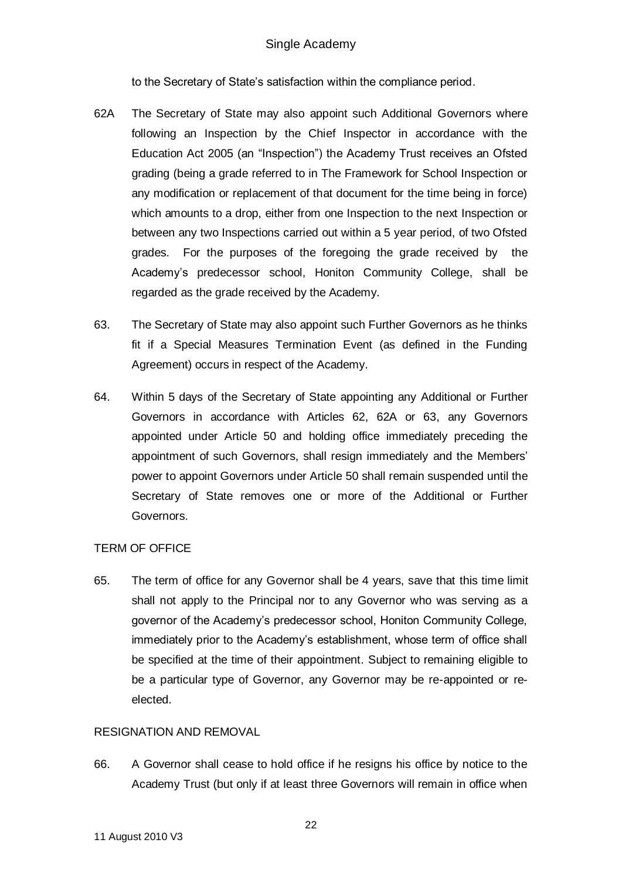to the Secretary of State's satisfaction within the compliance period.

62A The Secretary of State may also appoint such Additional Governors where following an Inspection by the Chief Inspector in accordance with the Education Act 2005 (an "Inspection") the Academy Trust receives an Ofsted grading (being a grade referred to in The Framework for School Inspection or any modification or replacement of that document for the time being in force) which amounts to a drop, either from one Inspection to the next Inspection or between any two Inspections carried out within a 5 year period, of two Ofsted grades. For the purposes of the foregoing the grade received by the Academy's predecessor school, Honiton Community College, shall be regarded as the grade received by the Academy.

63. The Secretary of State may also appoint such Further Governors as he thinks fit if a Special Measures Termination Event (as defined in the Funding Agreement) occurs in respect of the Academy.

64. Within 5 days of the Secretary of State appointing any Additional or Further Governors in accordance with Articles 62, 62A or 63, any Governors appointed under Article 50 and holding office immediately preceding the appointment of such Governors, shall resign immediately and the Members' power to appoint Governors under Article 50 shall remain suspended until the Secretary of State removes one or more of the Additional or Further Governors.

TERM OF OFFICE

65. The term of office for any Governor shall be 4 years, save that this time limit shall not apply to the Principal nor to any Governor who was serving as a governor of the Academy's predecessor school, Honiton Community College, immediately prior to the Academy's establishment, whose term of office shall be specified at the time of their appointment. Subject to remaining eligible to be a particular type of Governor, any Governor may be re-appointed or re-elected.

RESIGNATION AND REMOVAL

66. A Governor shall cease to hold office if he resigns his office by notice to the Academy Trust (but only if at least three Governors will remain in office when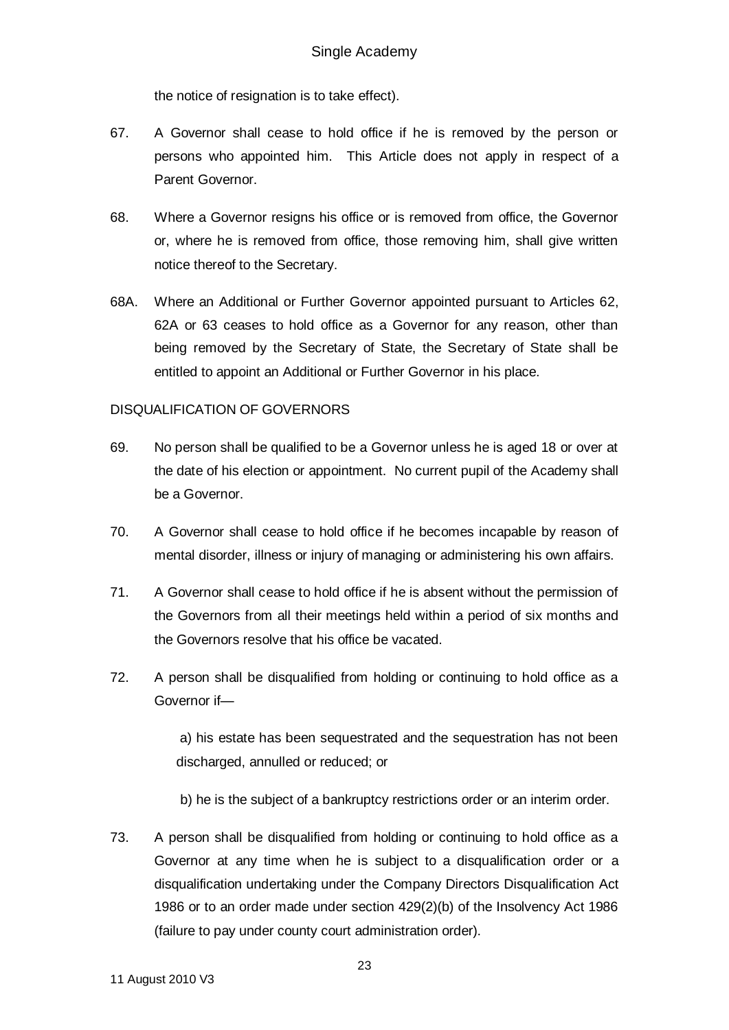the notice of resignation is to take effect).

67. A Governor shall cease to hold office if he is removed by the person or persons who appointed him. This Article does not apply in respect of a Parent Governor.

68. Where a Governor resigns his office or is removed from office, the Governor or, where he is removed from office, those removing him, shall give written notice thereof to the Secretary.

68A. Where an Additional or Further Governor appointed pursuant to Articles 62, 62A or 63 ceases to hold office as a Governor for any reason, other than being removed by the Secretary of State, the Secretary of State shall be entitled to appoint an Additional or Further Governor in his place.

DISQUALIFICATION OF GOVERNORS

69. No person shall be qualified to be a Governor unless he is aged 18 or over at the date of his election or appointment. No current pupil of the Academy shall be a Governor.

70. A Governor shall cease to hold office if he becomes incapable by reason of mental disorder, illness or injury of managing or administering his own affairs.

71. A Governor shall cease to hold office if he is absent without the permission of the Governors from all their meetings held within a period of six months and the Governors resolve that his office be vacated.

72. A person shall be disqualified from holding or continuing to hold office as a Governor if—

    a) his estate has been sequestrated and the sequestration has not been discharged, annulled or reduced; or

    b) he is the subject of a bankruptcy restrictions order or an interim order.

73. A person shall be disqualified from holding or continuing to hold office as a Governor at any time when he is subject to a disqualification order or a disqualification undertaking under the Company Directors Disqualification Act 1986 or to an order made under section 429(2)(b) of the Insolvency Act 1986 (failure to pay under county court administration order).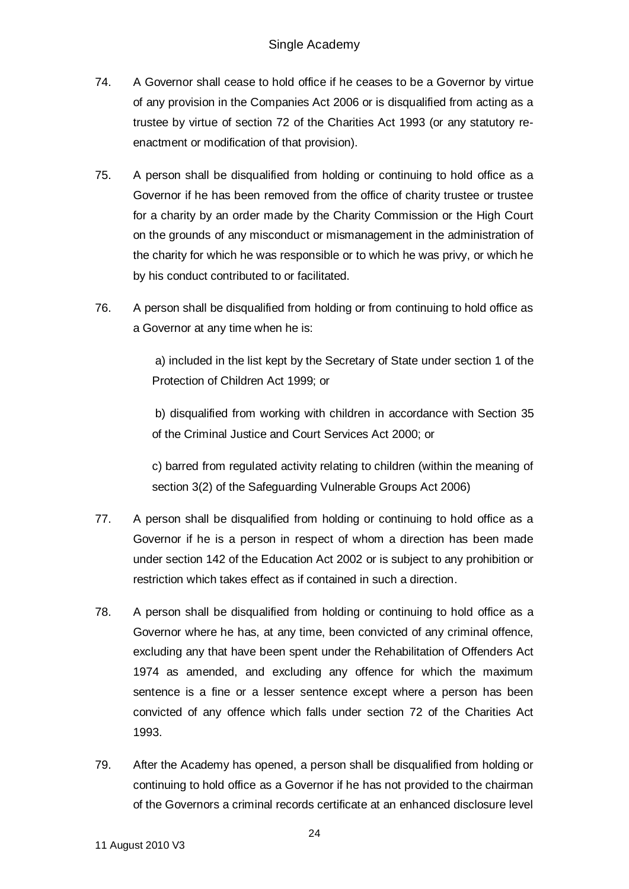74. A Governor shall cease to hold office if he ceases to be a Governor by virtue of any provision in the Companies Act 2006 or is disqualified from acting as a trustee by virtue of section 72 of the Charities Act 1993 (or any statutory re-enactment or modification of that provision).

75. A person shall be disqualified from holding or continuing to hold office as a Governor if he has been removed from the office of charity trustee or trustee for a charity by an order made by the Charity Commission or the High Court on the grounds of any misconduct or mismanagement in the administration of the charity for which he was responsible or to which he was privy, or which he by his conduct contributed to or facilitated.

76. A person shall be disqualified from holding or from continuing to hold office as a Governor at any time when he is:

    a) included in the list kept by the Secretary of State under section 1 of the Protection of Children Act 1999; or

    b) disqualified from working with children in accordance with Section 35 of the Criminal Justice and Court Services Act 2000; or

    c) barred from regulated activity relating to children (within the meaning of section 3(2) of the Safeguarding Vulnerable Groups Act 2006)

77. A person shall be disqualified from holding or continuing to hold office as a Governor if he is a person in respect of whom a direction has been made under section 142 of the Education Act 2002 or is subject to any prohibition or restriction which takes effect as if contained in such a direction.

78. A person shall be disqualified from holding or continuing to hold office as a Governor where he has, at any time, been convicted of any criminal offence, excluding any that have been spent under the Rehabilitation of Offenders Act 1974 as amended, and excluding any offence for which the maximum sentence is a fine or a lesser sentence except where a person has been convicted of any offence which falls under section 72 of the Charities Act 1993.

79. After the Academy has opened, a person shall be disqualified from holding or continuing to hold office as a Governor if he has not provided to the chairman of the Governors a criminal records certificate at an enhanced disclosure level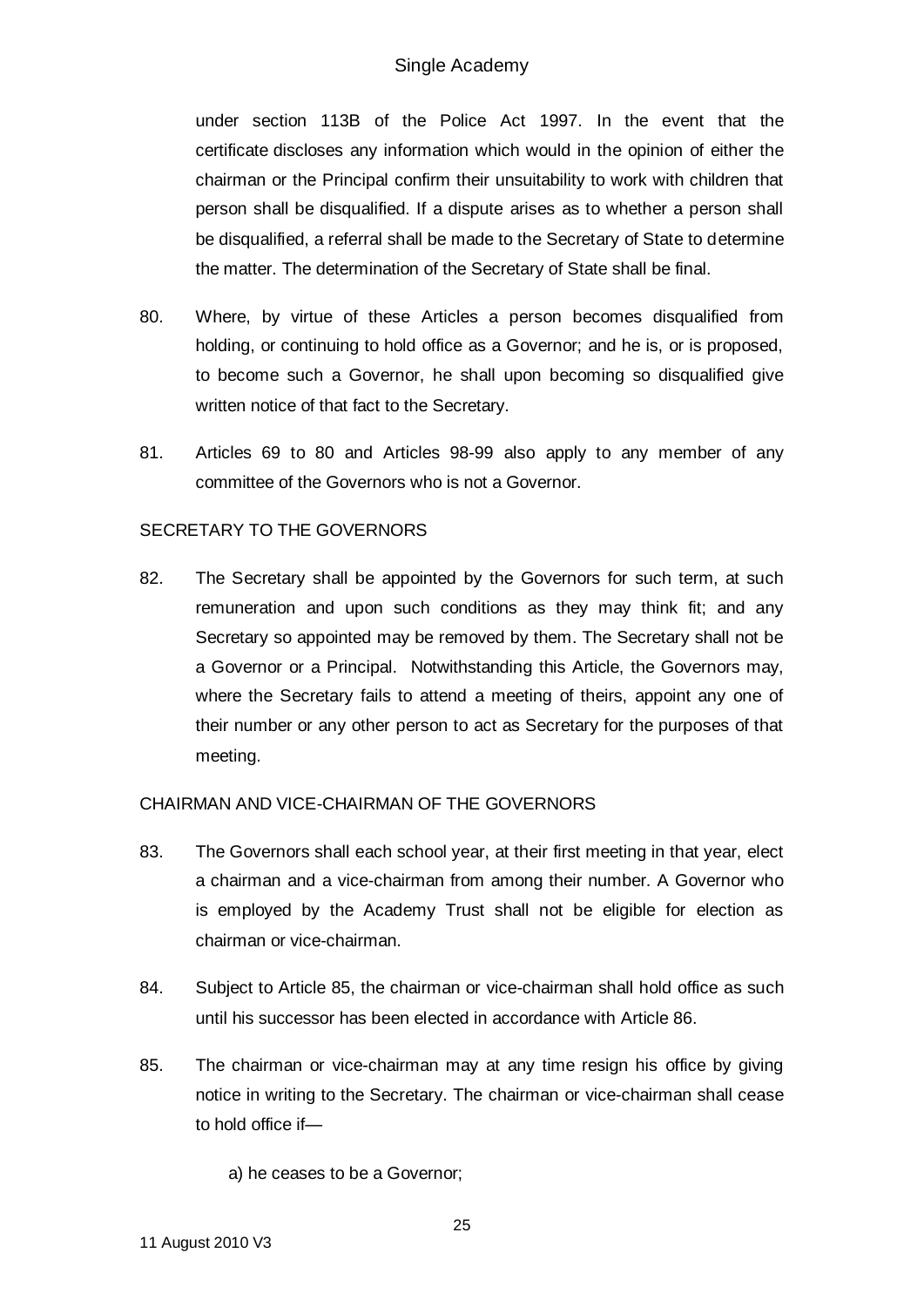under section 113B of the Police Act 1997. In the event that the certificate discloses any information which would in the opinion of either the chairman or the Principal confirm their unsuitability to work with children that person shall be disqualified. If a dispute arises as to whether a person shall be disqualified, a referral shall be made to the Secretary of State to determine the matter. The determination of the Secretary of State shall be final.

80. Where, by virtue of these Articles a person becomes disqualified from holding, or continuing to hold office as a Governor; and he is, or is proposed, to become such a Governor, he shall upon becoming so disqualified give written notice of that fact to the Secretary.

81. Articles 69 to 80 and Articles 98-99 also apply to any member of any committee of the Governors who is not a Governor.

SECRETARY TO THE GOVERNORS

82. The Secretary shall be appointed by the Governors for such term, at such remuneration and upon such conditions as they may think fit; and any Secretary so appointed may be removed by them. The Secretary shall not be a Governor or a Principal. Notwithstanding this Article, the Governors may, where the Secretary fails to attend a meeting of theirs, appoint any one of their number or any other person to act as Secretary for the purposes of that meeting.

CHAIRMAN AND VICE-CHAIRMAN OF THE GOVERNORS

83. The Governors shall each school year, at their first meeting in that year, elect a chairman and a vice-chairman from among their number. A Governor who is employed by the Academy Trust shall not be eligible for election as chairman or vice-chairman.

84. Subject to Article 85, the chairman or vice-chairman shall hold office as such until his successor has been elected in accordance with Article 86.

85. The chairman or vice-chairman may at any time resign his office by giving notice in writing to the Secretary. The chairman or vice-chairman shall cease to hold office if—

    a) he ceases to be a Governor;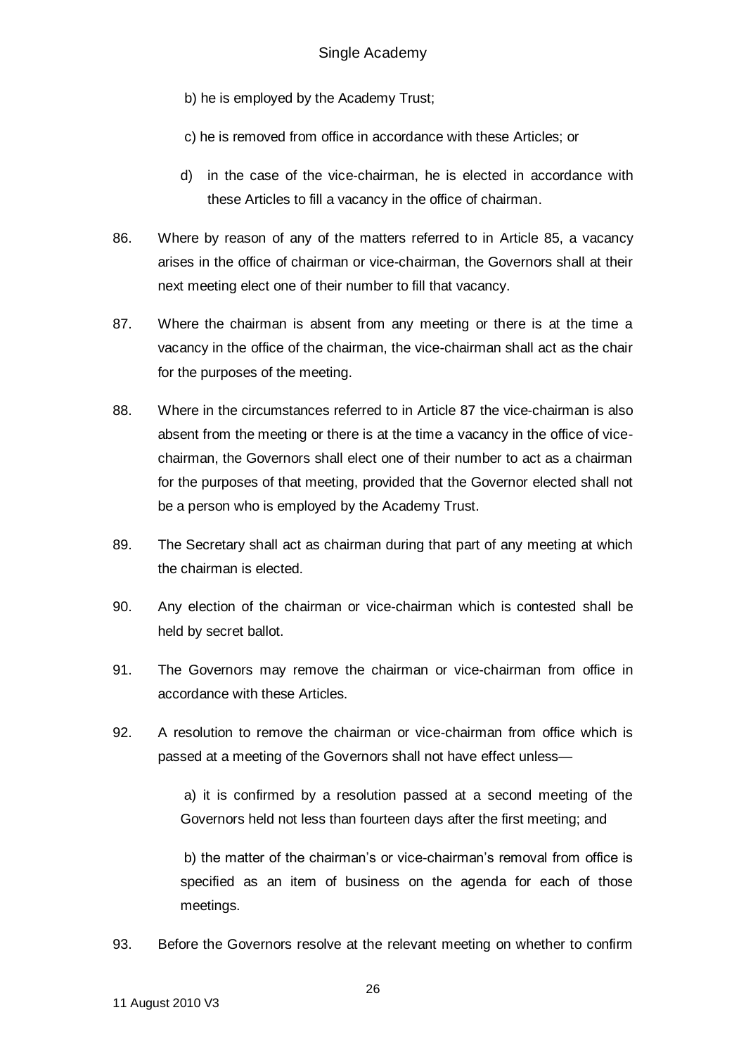b) he is employed by the Academy Trust;

c) he is removed from office in accordance with these Articles; or

d) in the case of the vice-chairman, he is elected in accordance with these Articles to fill a vacancy in the office of chairman.

86. Where by reason of any of the matters referred to in Article 85, a vacancy arises in the office of chairman or vice-chairman, the Governors shall at their next meeting elect one of their number to fill that vacancy.

87. Where the chairman is absent from any meeting or there is at the time a vacancy in the office of the chairman, the vice-chairman shall act as the chair for the purposes of the meeting.

88. Where in the circumstances referred to in Article 87 the vice-chairman is also absent from the meeting or there is at the time a vacancy in the office of vice-chairman, the Governors shall elect one of their number to act as a chairman for the purposes of that meeting, provided that the Governor elected shall not be a person who is employed by the Academy Trust.

89. The Secretary shall act as chairman during that part of any meeting at which the chairman is elected.

90. Any election of the chairman or vice-chairman which is contested shall be held by secret ballot.

91. The Governors may remove the chairman or vice-chairman from office in accordance with these Articles.

92. A resolution to remove the chairman or vice-chairman from office which is passed at a meeting of the Governors shall not have effect unless—

a) it is confirmed by a resolution passed at a second meeting of the Governors held not less than fourteen days after the first meeting; and

b) the matter of the chairman's or vice-chairman's removal from office is specified as an item of business on the agenda for each of those meetings.

93. Before the Governors resolve at the relevant meeting on whether to confirm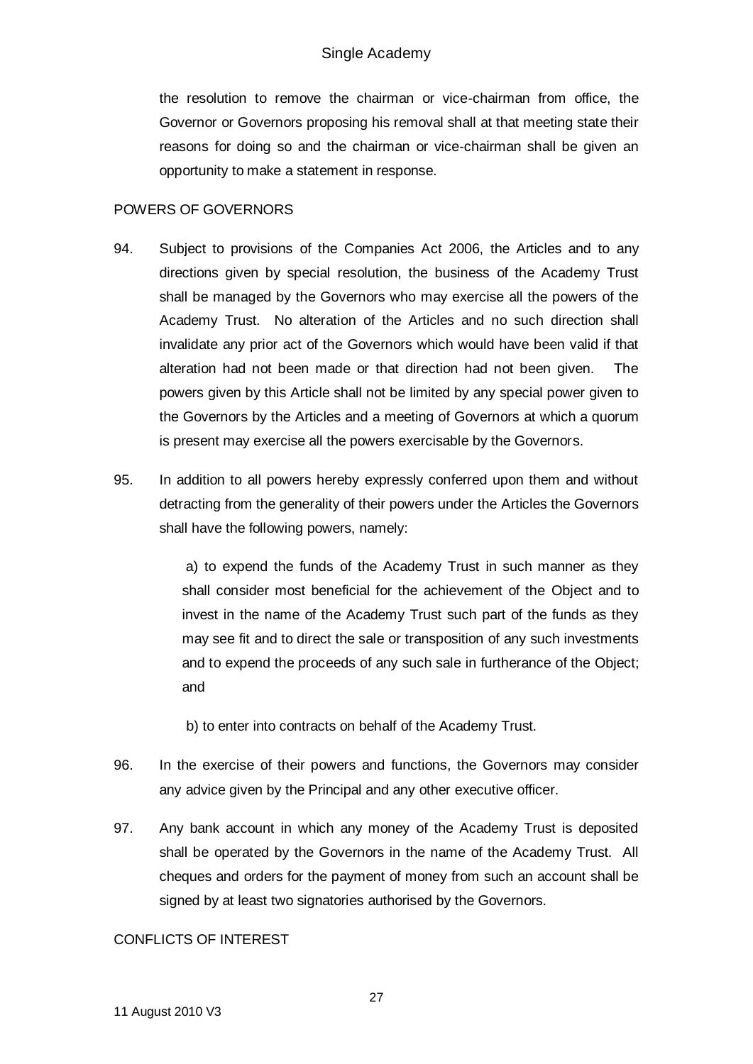the resolution to remove the chairman or vice-chairman from office, the Governor or Governors proposing his removal shall at that meeting state their reasons for doing so and the chairman or vice-chairman shall be given an opportunity to make a statement in response.

## POWERS OF GOVERNORS

94. Subject to provisions of the Companies Act 2006, the Articles and to any directions given by special resolution, the business of the Academy Trust shall be managed by the Governors who may exercise all the powers of the Academy Trust. No alteration of the Articles and no such direction shall invalidate any prior act of the Governors which would have been valid if that alteration had not been made or that direction had not been given. The powers given by this Article shall not be limited by any special power given to the Governors by the Articles and a meeting of Governors at which a quorum is present may exercise all the powers exercisable by the Governors.

95. In addition to all powers hereby expressly conferred upon them and without detracting from the generality of their powers under the Articles the Governors shall have the following powers, namely:

    a) to expend the funds of the Academy Trust in such manner as they shall consider most beneficial for the achievement of the Object and to invest in the name of the Academy Trust such part of the funds as they may see fit and to direct the sale or transposition of any such investments and to expend the proceeds of any such sale in furtherance of the Object; and

    b) to enter into contracts on behalf of the Academy Trust.

96. In the exercise of their powers and functions, the Governors may consider any advice given by the Principal and any other executive officer.

97. Any bank account in which any money of the Academy Trust is deposited shall be operated by the Governors in the name of the Academy Trust. All cheques and orders for the payment of money from such an account shall be signed by at least two signatories authorised by the Governors.

## CONFLICTS OF INTEREST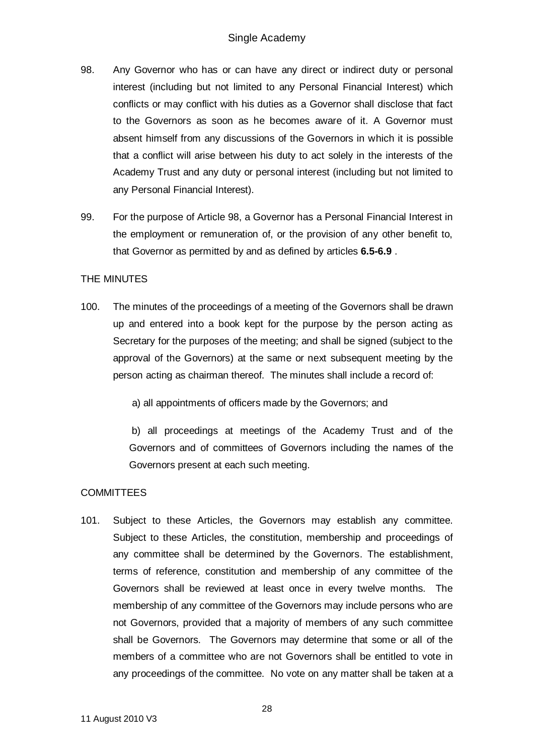98. Any Governor who has or can have any direct or indirect duty or personal interest (including but not limited to any Personal Financial Interest) which conflicts or may conflict with his duties as a Governor shall disclose that fact to the Governors as soon as he becomes aware of it. A Governor must absent himself from any discussions of the Governors in which it is possible that a conflict will arise between his duty to act solely in the interests of the Academy Trust and any duty or personal interest (including but not limited to any Personal Financial Interest).

99. For the purpose of Article 98, a Governor has a Personal Financial Interest in the employment or remuneration of, or the provision of any other benefit to, that Governor as permitted by and as defined by articles **6.5-6.9** .

THE MINUTES

100. The minutes of the proceedings of a meeting of the Governors shall be drawn up and entered into a book kept for the purpose by the person acting as Secretary for the purposes of the meeting; and shall be signed (subject to the approval of the Governors) at the same or next subsequent meeting by the person acting as chairman thereof. The minutes shall include a record of:

a) all appointments of officers made by the Governors; and

b) all proceedings at meetings of the Academy Trust and of the Governors and of committees of Governors including the names of the Governors present at each such meeting.

COMMITTEES

101. Subject to these Articles, the Governors may establish any committee. Subject to these Articles, the constitution, membership and proceedings of any committee shall be determined by the Governors. The establishment, terms of reference, constitution and membership of any committee of the Governors shall be reviewed at least once in every twelve months. The membership of any committee of the Governors may include persons who are not Governors, provided that a majority of members of any such committee shall be Governors. The Governors may determine that some or all of the members of a committee who are not Governors shall be entitled to vote in any proceedings of the committee. No vote on any matter shall be taken at a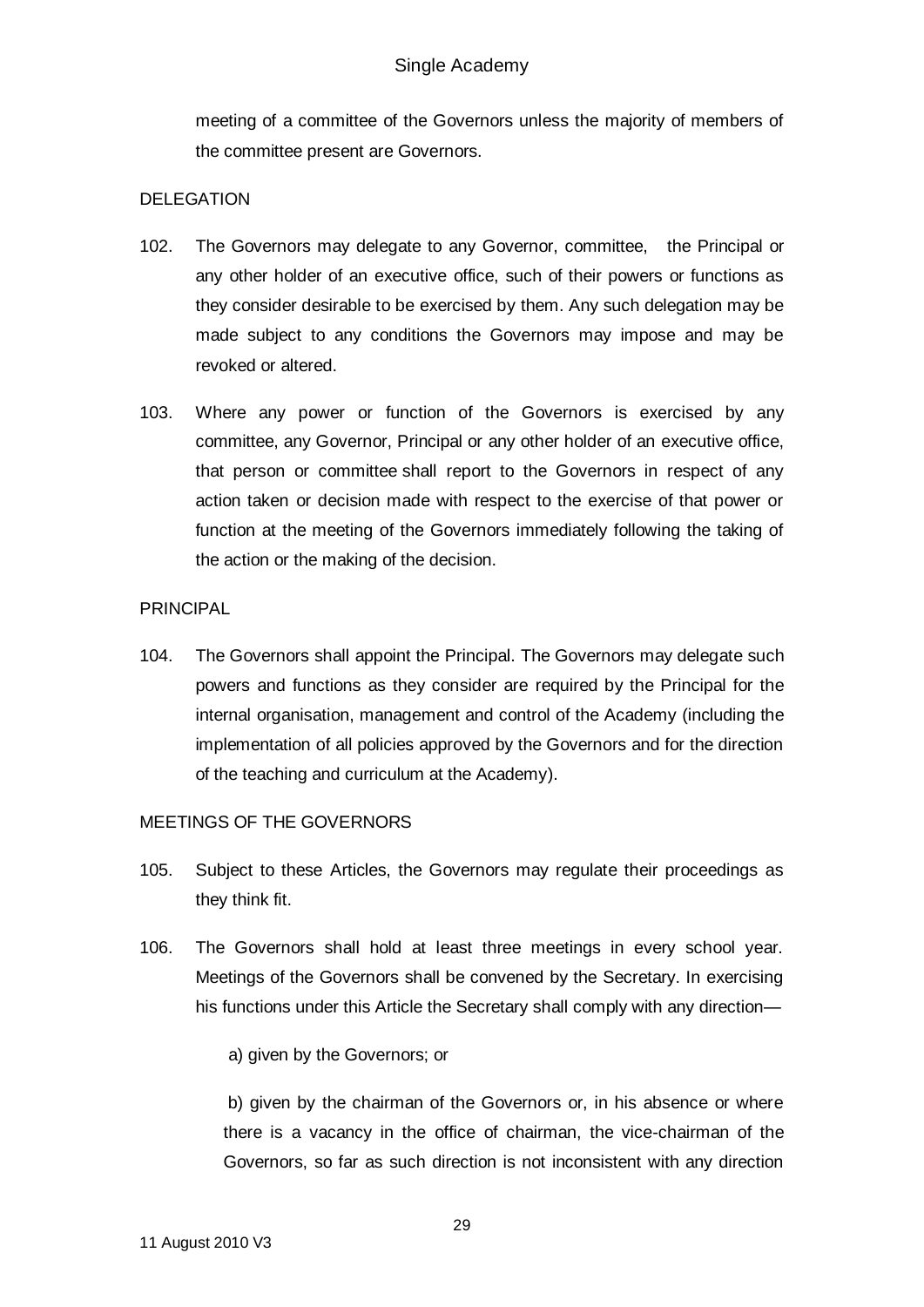meeting of a committee of the Governors unless the majority of members of the committee present are Governors.

DELEGATION

102. The Governors may delegate to any Governor, committee, the Principal or any other holder of an executive office, such of their powers or functions as they consider desirable to be exercised by them. Any such delegation may be made subject to any conditions the Governors may impose and may be revoked or altered.

103. Where any power or function of the Governors is exercised by any committee, any Governor, Principal or any other holder of an executive office, that person or committee shall report to the Governors in respect of any action taken or decision made with respect to the exercise of that power or function at the meeting of the Governors immediately following the taking of the action or the making of the decision.

PRINCIPAL

104. The Governors shall appoint the Principal. The Governors may delegate such powers and functions as they consider are required by the Principal for the internal organisation, management and control of the Academy (including the implementation of all policies approved by the Governors and for the direction of the teaching and curriculum at the Academy).

MEETINGS OF THE GOVERNORS

105. Subject to these Articles, the Governors may regulate their proceedings as they think fit.

106. The Governors shall hold at least three meetings in every school year. Meetings of the Governors shall be convened by the Secretary. In exercising his functions under this Article the Secretary shall comply with any direction—

    a) given by the Governors; or

    b) given by the chairman of the Governors or, in his absence or where there is a vacancy in the office of chairman, the vice-chairman of the Governors, so far as such direction is not inconsistent with any direction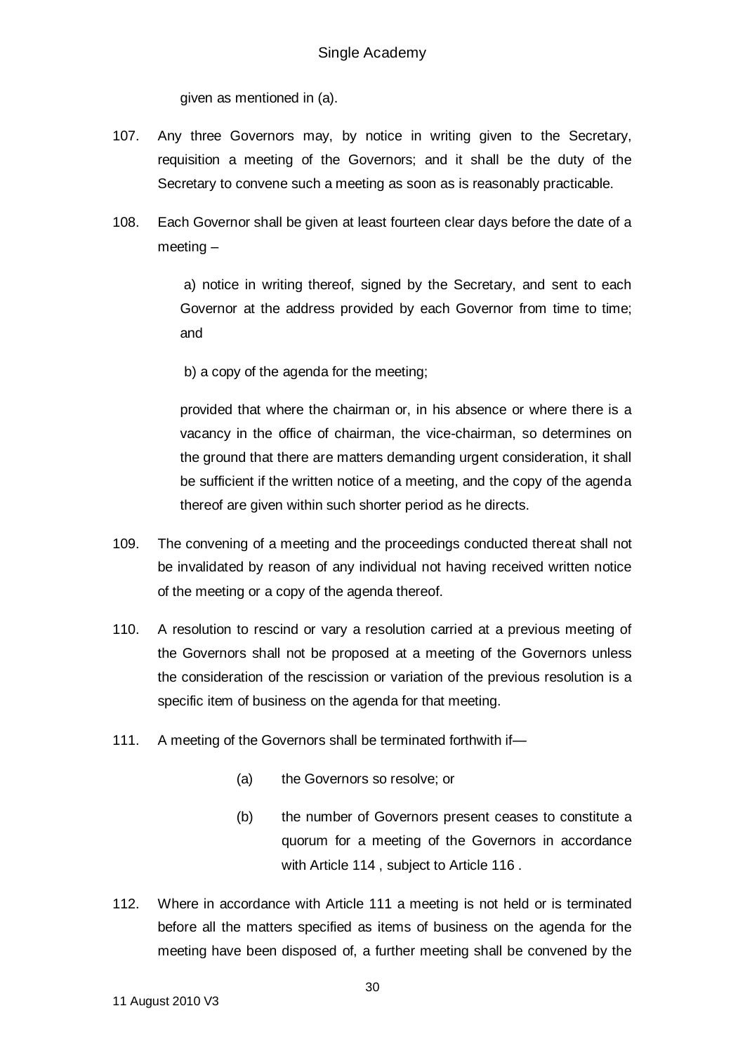given as mentioned in (a).

107. Any three Governors may, by notice in writing given to the Secretary, requisition a meeting of the Governors; and it shall be the duty of the Secretary to convene such a meeting as soon as is reasonably practicable.

108. Each Governor shall be given at least fourteen clear days before the date of a meeting –

    a) notice in writing thereof, signed by the Secretary, and sent to each Governor at the address provided by each Governor from time to time; and

    b) a copy of the agenda for the meeting;

    provided that where the chairman or, in his absence or where there is a vacancy in the office of chairman, the vice-chairman, so determines on the ground that there are matters demanding urgent consideration, it shall be sufficient if the written notice of a meeting, and the copy of the agenda thereof are given within such shorter period as he directs.

109. The convening of a meeting and the proceedings conducted thereat shall not be invalidated by reason of any individual not having received written notice of the meeting or a copy of the agenda thereof.

110. A resolution to rescind or vary a resolution carried at a previous meeting of the Governors shall not be proposed at a meeting of the Governors unless the consideration of the rescission or variation of the previous resolution is a specific item of business on the agenda for that meeting.

111. A meeting of the Governors shall be terminated forthwith if—

    (a) the Governors so resolve; or

    (b) the number of Governors present ceases to constitute a quorum for a meeting of the Governors in accordance with Article 114 , subject to Article 116 .

112. Where in accordance with Article 111 a meeting is not held or is terminated before all the matters specified as items of business on the agenda for the meeting have been disposed of, a further meeting shall be convened by the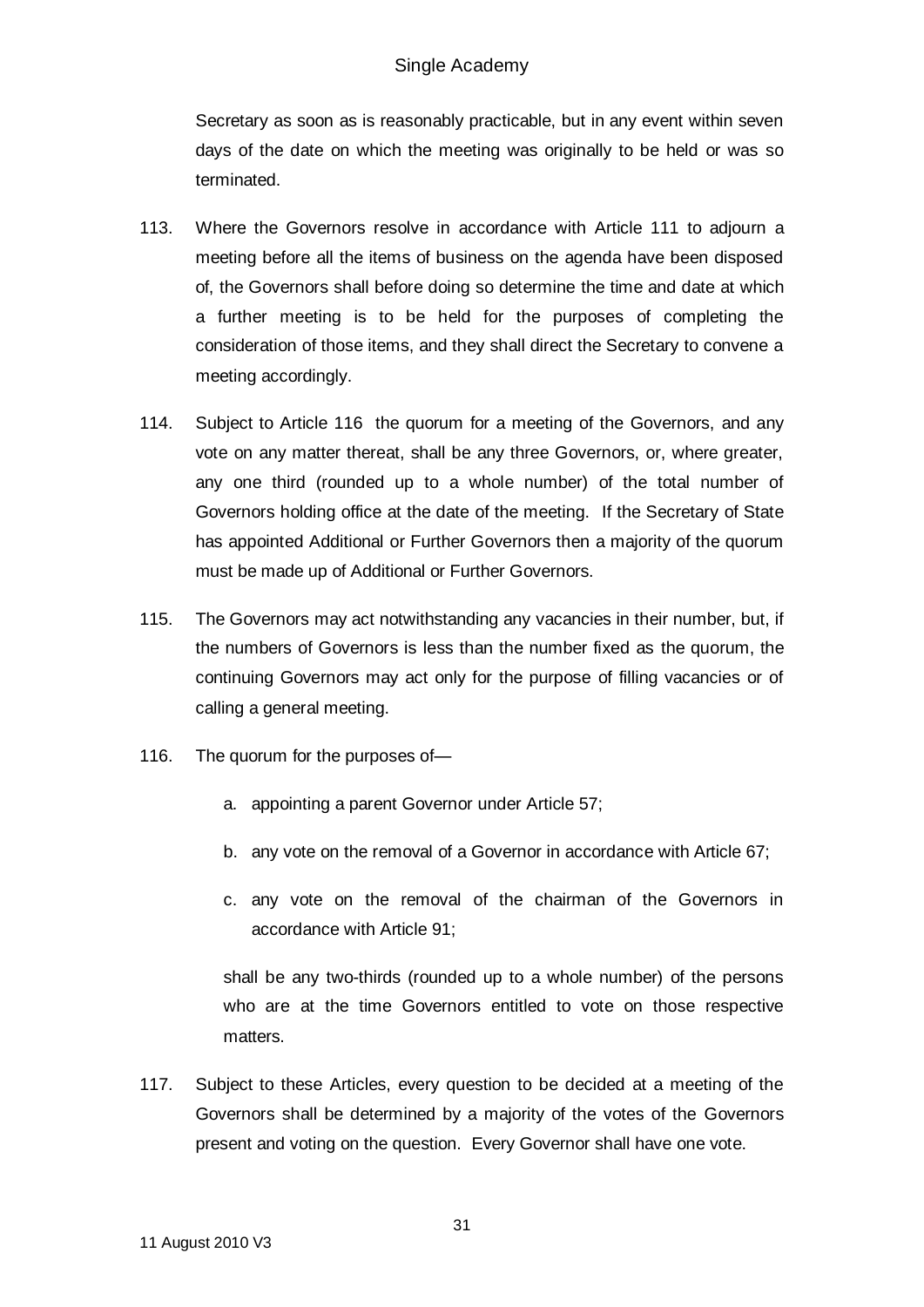Secretary as soon as is reasonably practicable, but in any event within seven days of the date on which the meeting was originally to be held or was so terminated.

113. Where the Governors resolve in accordance with Article 111 to adjourn a meeting before all the items of business on the agenda have been disposed of, the Governors shall before doing so determine the time and date at which a further meeting is to be held for the purposes of completing the consideration of those items, and they shall direct the Secretary to convene a meeting accordingly.

114. Subject to Article 116 the quorum for a meeting of the Governors, and any vote on any matter thereat, shall be any three Governors, or, where greater, any one third (rounded up to a whole number) of the total number of Governors holding office at the date of the meeting. If the Secretary of State has appointed Additional or Further Governors then a majority of the quorum must be made up of Additional or Further Governors.

115. The Governors may act notwithstanding any vacancies in their number, but, if the numbers of Governors is less than the number fixed as the quorum, the continuing Governors may act only for the purpose of filling vacancies or of calling a general meeting.

116. The quorum for the purposes of—

    a. appointing a parent Governor under Article 57;

    b. any vote on the removal of a Governor in accordance with Article 67;

    c. any vote on the removal of the chairman of the Governors in accordance with Article 91;

    shall be any two-thirds (rounded up to a whole number) of the persons who are at the time Governors entitled to vote on those respective matters.

117. Subject to these Articles, every question to be decided at a meeting of the Governors shall be determined by a majority of the votes of the Governors present and voting on the question. Every Governor shall have one vote.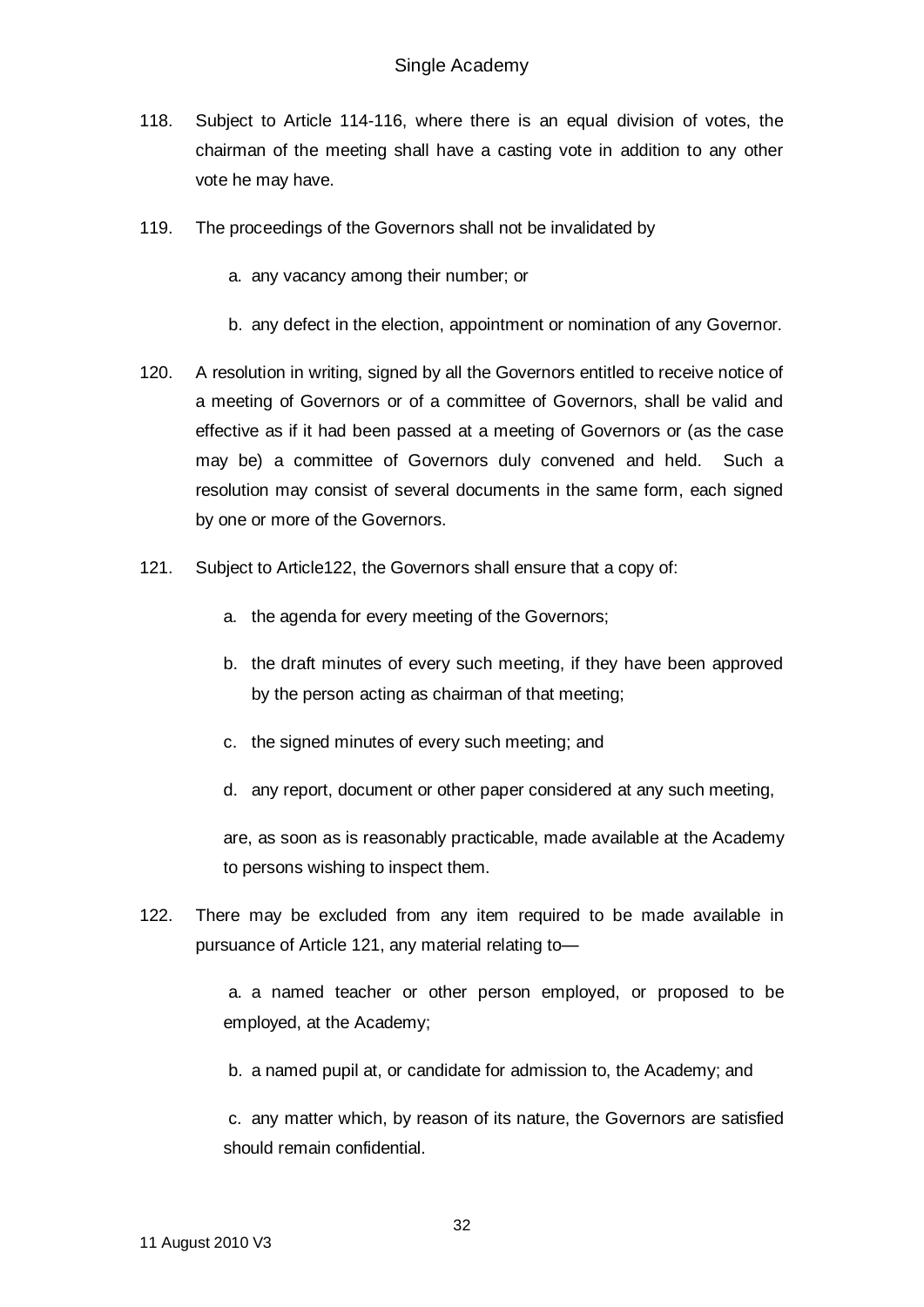118. Subject to Article 114-116, where there is an equal division of votes, the chairman of the meeting shall have a casting vote in addition to any other vote he may have.

119. The proceedings of the Governors shall not be invalidated by

   a. any vacancy among their number; or

   b. any defect in the election, appointment or nomination of any Governor.

120. A resolution in writing, signed by all the Governors entitled to receive notice of a meeting of Governors or of a committee of Governors, shall be valid and effective as if it had been passed at a meeting of Governors or (as the case may be) a committee of Governors duly convened and held. Such a resolution may consist of several documents in the same form, each signed by one or more of the Governors.

121. Subject to Article122, the Governors shall ensure that a copy of:

   a. the agenda for every meeting of the Governors;

   b. the draft minutes of every such meeting, if they have been approved by the person acting as chairman of that meeting;

   c. the signed minutes of every such meeting; and

   d. any report, document or other paper considered at any such meeting,

   are, as soon as is reasonably practicable, made available at the Academy to persons wishing to inspect them.

122. There may be excluded from any item required to be made available in pursuance of Article 121, any material relating to—

   a. a named teacher or other person employed, or proposed to be employed, at the Academy;

   b. a named pupil at, or candidate for admission to, the Academy; and

   c. any matter which, by reason of its nature, the Governors are satisfied should remain confidential.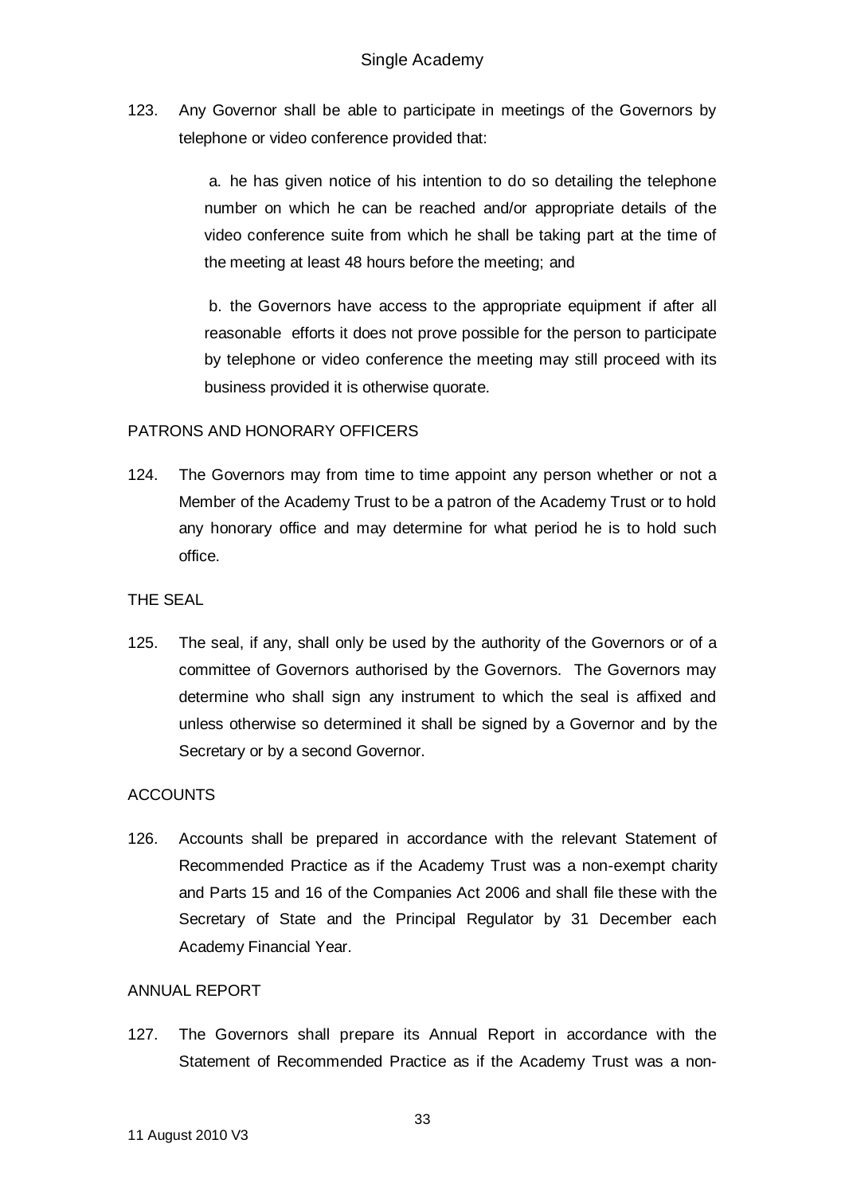123. Any Governor shall be able to participate in meetings of the Governors by telephone or video conference provided that:

   a. he has given notice of his intention to do so detailing the telephone number on which he can be reached and/or appropriate details of the video conference suite from which he shall be taking part at the time of the meeting at least 48 hours before the meeting; and

   b. the Governors have access to the appropriate equipment if after all reasonable efforts it does not prove possible for the person to participate by telephone or video conference the meeting may still proceed with its business provided it is otherwise quorate.

PATRONS AND HONORARY OFFICERS

124. The Governors may from time to time appoint any person whether or not a Member of the Academy Trust to be a patron of the Academy Trust or to hold any honorary office and may determine for what period he is to hold such office.

THE SEAL

125. The seal, if any, shall only be used by the authority of the Governors or of a committee of Governors authorised by the Governors. The Governors may determine who shall sign any instrument to which the seal is affixed and unless otherwise so determined it shall be signed by a Governor and by the Secretary or by a second Governor.

ACCOUNTS

126. Accounts shall be prepared in accordance with the relevant Statement of Recommended Practice as if the Academy Trust was a non-exempt charity and Parts 15 and 16 of the Companies Act 2006 and shall file these with the Secretary of State and the Principal Regulator by 31 December each Academy Financial Year.

ANNUAL REPORT

127. The Governors shall prepare its Annual Report in accordance with the Statement of Recommended Practice as if the Academy Trust was a non-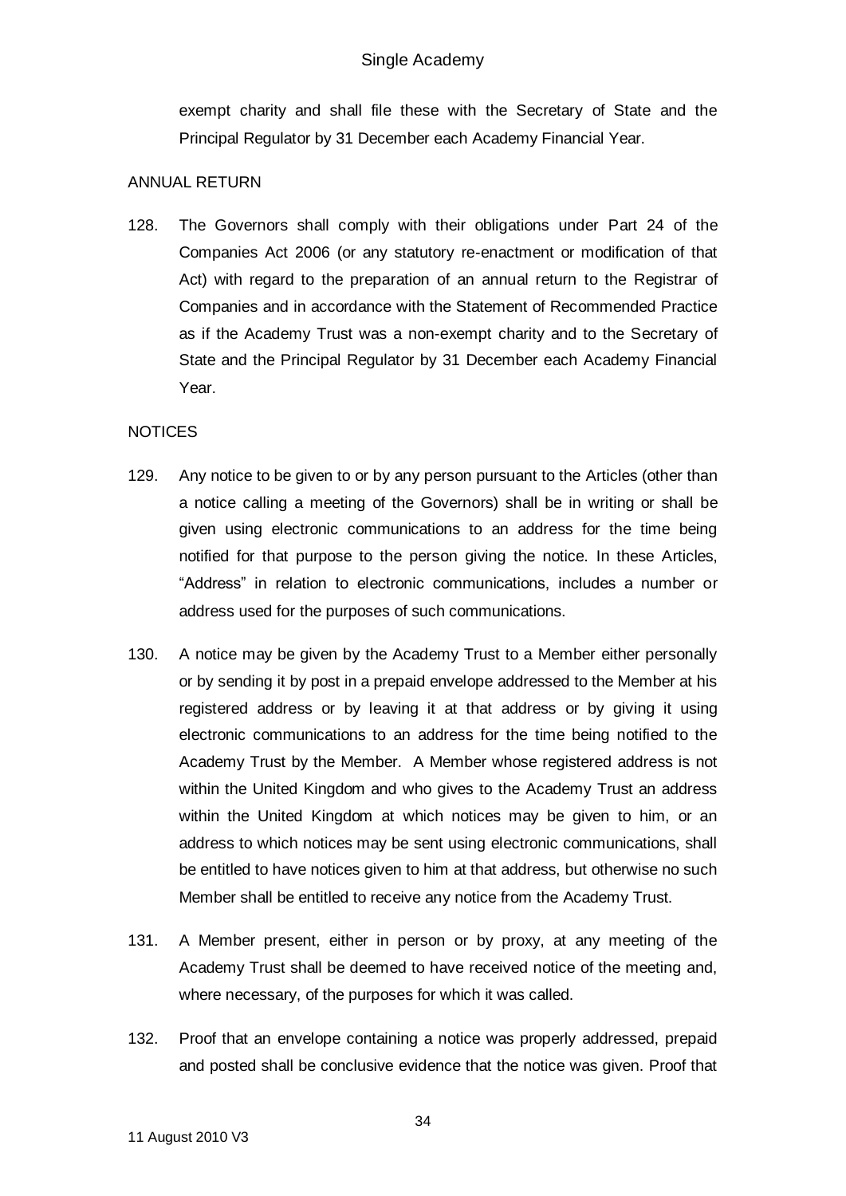exempt charity and shall file these with the Secretary of State and the Principal Regulator by 31 December each Academy Financial Year.

ANNUAL RETURN

128. The Governors shall comply with their obligations under Part 24 of the Companies Act 2006 (or any statutory re-enactment or modification of that Act) with regard to the preparation of an annual return to the Registrar of Companies and in accordance with the Statement of Recommended Practice as if the Academy Trust was a non-exempt charity and to the Secretary of State and the Principal Regulator by 31 December each Academy Financial Year.

NOTICES

129. Any notice to be given to or by any person pursuant to the Articles (other than a notice calling a meeting of the Governors) shall be in writing or shall be given using electronic communications to an address for the time being notified for that purpose to the person giving the notice. In these Articles, "Address" in relation to electronic communications, includes a number or address used for the purposes of such communications.

130. A notice may be given by the Academy Trust to a Member either personally or by sending it by post in a prepaid envelope addressed to the Member at his registered address or by leaving it at that address or by giving it using electronic communications to an address for the time being notified to the Academy Trust by the Member. A Member whose registered address is not within the United Kingdom and who gives to the Academy Trust an address within the United Kingdom at which notices may be given to him, or an address to which notices may be sent using electronic communications, shall be entitled to have notices given to him at that address, but otherwise no such Member shall be entitled to receive any notice from the Academy Trust.

131. A Member present, either in person or by proxy, at any meeting of the Academy Trust shall be deemed to have received notice of the meeting and, where necessary, of the purposes for which it was called.

132. Proof that an envelope containing a notice was properly addressed, prepaid and posted shall be conclusive evidence that the notice was given. Proof that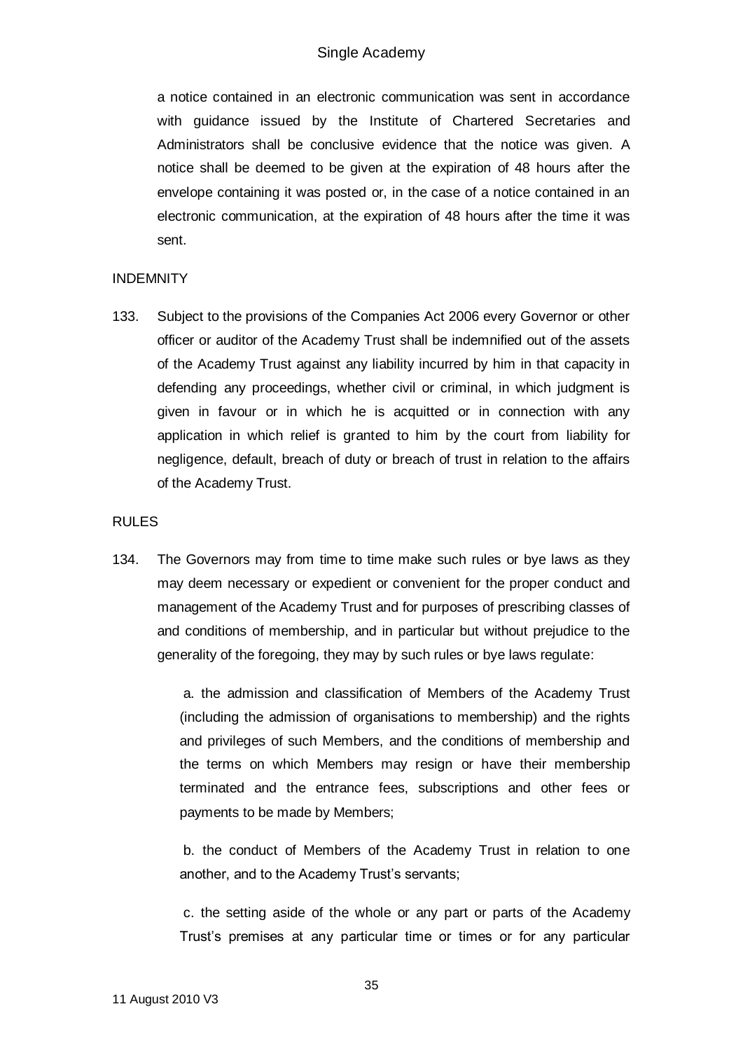a notice contained in an electronic communication was sent in accordance with guidance issued by the Institute of Chartered Secretaries and Administrators shall be conclusive evidence that the notice was given. A notice shall be deemed to be given at the expiration of 48 hours after the envelope containing it was posted or, in the case of a notice contained in an electronic communication, at the expiration of 48 hours after the time it was sent.

INDEMNITY

133. Subject to the provisions of the Companies Act 2006 every Governor or other officer or auditor of the Academy Trust shall be indemnified out of the assets of the Academy Trust against any liability incurred by him in that capacity in defending any proceedings, whether civil or criminal, in which judgment is given in favour or in which he is acquitted or in connection with any application in which relief is granted to him by the court from liability for negligence, default, breach of duty or breach of trust in relation to the affairs of the Academy Trust.

RULES

134. The Governors may from time to time make such rules or bye laws as they may deem necessary or expedient or convenient for the proper conduct and management of the Academy Trust and for purposes of prescribing classes of and conditions of membership, and in particular but without prejudice to the generality of the foregoing, they may by such rules or bye laws regulate:

a. the admission and classification of Members of the Academy Trust (including the admission of organisations to membership) and the rights and privileges of such Members, and the conditions of membership and the terms on which Members may resign or have their membership terminated and the entrance fees, subscriptions and other fees or payments to be made by Members;

b. the conduct of Members of the Academy Trust in relation to one another, and to the Academy Trust's servants;

c. the setting aside of the whole or any part or parts of the Academy Trust's premises at any particular time or times or for any particular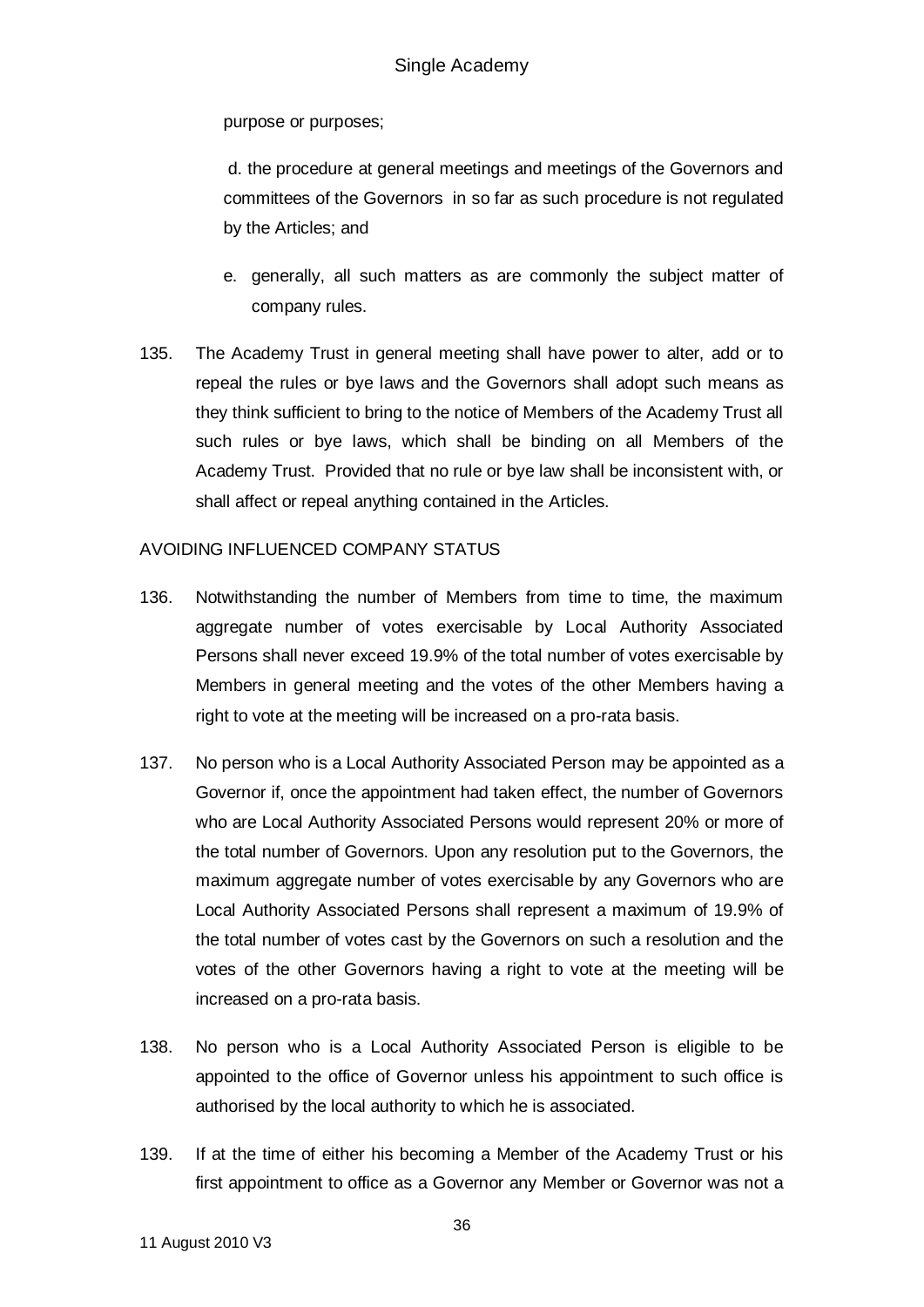purpose or purposes;

d. the procedure at general meetings and meetings of the Governors and committees of the Governors in so far as such procedure is not regulated by the Articles; and

e. generally, all such matters as are commonly the subject matter of company rules.

135. The Academy Trust in general meeting shall have power to alter, add or to repeal the rules or bye laws and the Governors shall adopt such means as they think sufficient to bring to the notice of Members of the Academy Trust all such rules or bye laws, which shall be binding on all Members of the Academy Trust. Provided that no rule or bye law shall be inconsistent with, or shall affect or repeal anything contained in the Articles.

AVOIDING INFLUENCED COMPANY STATUS

136. Notwithstanding the number of Members from time to time, the maximum aggregate number of votes exercisable by Local Authority Associated Persons shall never exceed 19.9% of the total number of votes exercisable by Members in general meeting and the votes of the other Members having a right to vote at the meeting will be increased on a pro-rata basis.

137. No person who is a Local Authority Associated Person may be appointed as a Governor if, once the appointment had taken effect, the number of Governors who are Local Authority Associated Persons would represent 20% or more of the total number of Governors. Upon any resolution put to the Governors, the maximum aggregate number of votes exercisable by any Governors who are Local Authority Associated Persons shall represent a maximum of 19.9% of the total number of votes cast by the Governors on such a resolution and the votes of the other Governors having a right to vote at the meeting will be increased on a pro-rata basis.

138. No person who is a Local Authority Associated Person is eligible to be appointed to the office of Governor unless his appointment to such office is authorised by the local authority to which he is associated.

139. If at the time of either his becoming a Member of the Academy Trust or his first appointment to office as a Governor any Member or Governor was not a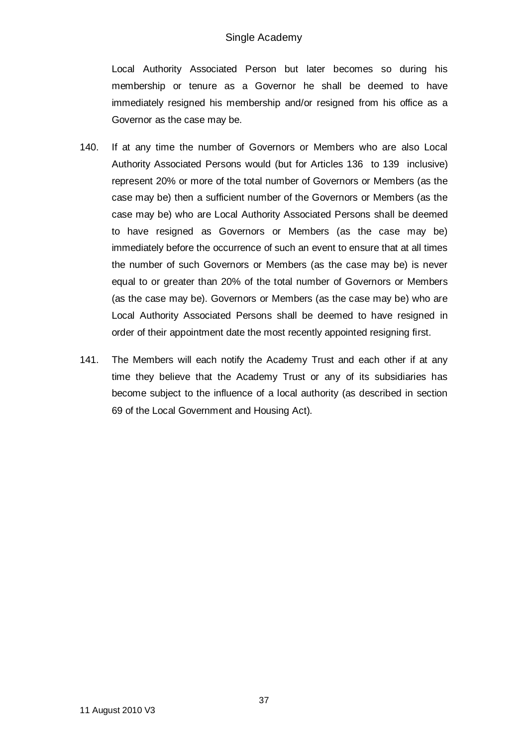Local Authority Associated Person but later becomes so during his membership or tenure as a Governor he shall be deemed to have immediately resigned his membership and/or resigned from his office as a Governor as the case may be.

140. If at any time the number of Governors or Members who are also Local Authority Associated Persons would (but for Articles 136 to 139 inclusive) represent 20% or more of the total number of Governors or Members (as the case may be) then a sufficient number of the Governors or Members (as the case may be) who are Local Authority Associated Persons shall be deemed to have resigned as Governors or Members (as the case may be) immediately before the occurrence of such an event to ensure that at all times the number of such Governors or Members (as the case may be) is never equal to or greater than 20% of the total number of Governors or Members (as the case may be). Governors or Members (as the case may be) who are Local Authority Associated Persons shall be deemed to have resigned in order of their appointment date the most recently appointed resigning first.

141. The Members will each notify the Academy Trust and each other if at any time they believe that the Academy Trust or any of its subsidiaries has become subject to the influence of a local authority (as described in section 69 of the Local Government and Housing Act).